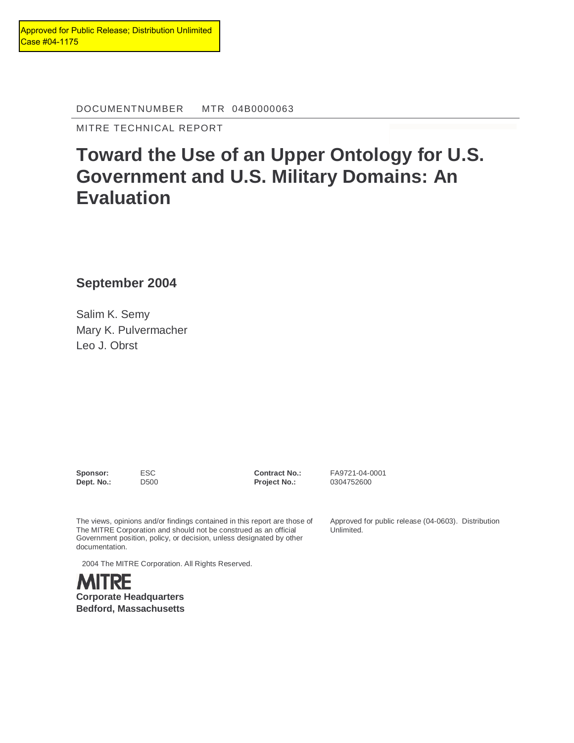Approved for Public Release; Distribution Unlimited
Case #04-1175

DOCUMENTNUMBER MTR 04B0000063

MITRE TECHNICAL REPORT

# Toward the Use of an Upper Ontology for U.S. Government and U.S. Military Domains: An Evaluation

## September 2004

Salim K. Semy
Mary K. Pulvermacher
Leo J. Obrst

| | | | |
|---|---|---|---|
| **Sponsor:** | ESC | **Contract No.:** | FA9721-04-0001 |
| **Dept. No.:** | D500 | **Project No.:** | 0304752600 |

The views, opinions and/or findings contained in this report are those of The MITRE Corporation and should not be construed as an official Government position, policy, or decision, unless designated by other documentation.

Approved for public release (04-0603). Distribution Unlimited.

2004 The MITRE Corporation. All Rights Reserved.

MITRE
**Corporate Headquarters**
**Bedford, Massachusetts**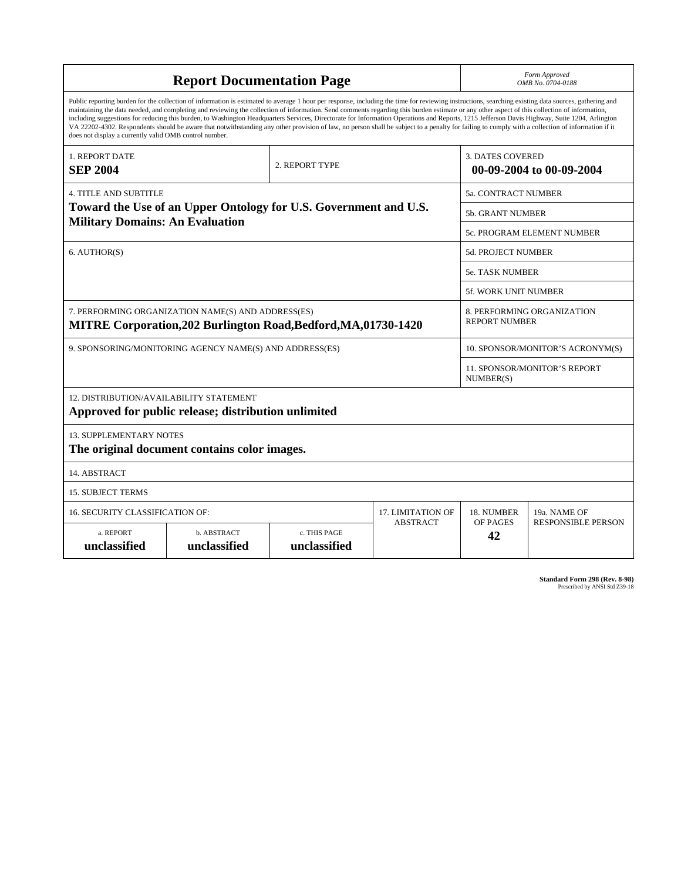# Report Documentation Page

*Form Approved*
*OMB No. 0704-0188*

Public reporting burden for the collection of information is estimated to average 1 hour per response, including the time for reviewing instructions, searching existing data sources, gathering and maintaining the data needed, and completing and reviewing the collection of information. Send comments regarding this burden estimate or any other aspect of this collection of information, including suggestions for reducing this burden, to Washington Headquarters Services, Directorate for Information Operations and Reports, 1215 Jefferson Davis Highway, Suite 1204, Arlington VA 22202-4302. Respondents should be aware that notwithstanding any other provision of law, no person shall be subject to a penalty for failing to comply with a collection of information if it does not display a currently valid OMB control number.

| 1. REPORT DATE | 2. REPORT TYPE | 3. DATES COVERED |
|---|---|---|
| **SEP 2004** | | **00-09-2004 to 00-09-2004** |

| 4. TITLE AND SUBTITLE | |
|---|---|
| **Toward the Use of an Upper Ontology for U.S. Government and U.S. Military Domains: An Evaluation** | 5a. CONTRACT NUMBER |
| | 5b. GRANT NUMBER |
| | 5c. PROGRAM ELEMENT NUMBER |
| 6. AUTHOR(S) | 5d. PROJECT NUMBER |
| | 5e. TASK NUMBER |
| | 5f. WORK UNIT NUMBER |
| 7. PERFORMING ORGANIZATION NAME(S) AND ADDRESS(ES) **MITRE Corporation,202 Burlington Road,Bedford,MA,01730-1420** | 8. PERFORMING ORGANIZATION REPORT NUMBER |
| 9. SPONSORING/MONITORING AGENCY NAME(S) AND ADDRESS(ES) | 10. SPONSOR/MONITOR'S ACRONYM(S) |
| | 11. SPONSOR/MONITOR'S REPORT NUMBER(S) |

12. DISTRIBUTION/AVAILABILITY STATEMENT

**Approved for public release; distribution unlimited**

13. SUPPLEMENTARY NOTES

**The original document contains color images.**

14. ABSTRACT

15. SUBJECT TERMS

| 16. SECURITY CLASSIFICATION OF: | | | 17. LIMITATION OF ABSTRACT | 18. NUMBER OF PAGES | 19a. NAME OF RESPONSIBLE PERSON |
|---|---|---|---|---|---|
| a. REPORT | b. ABSTRACT | c. THIS PAGE | | | |
| **unclassified** | **unclassified** | **unclassified** | | **42** | |

**Standard Form 298 (Rev. 8-98)**
Prescribed by ANSI Std Z39-18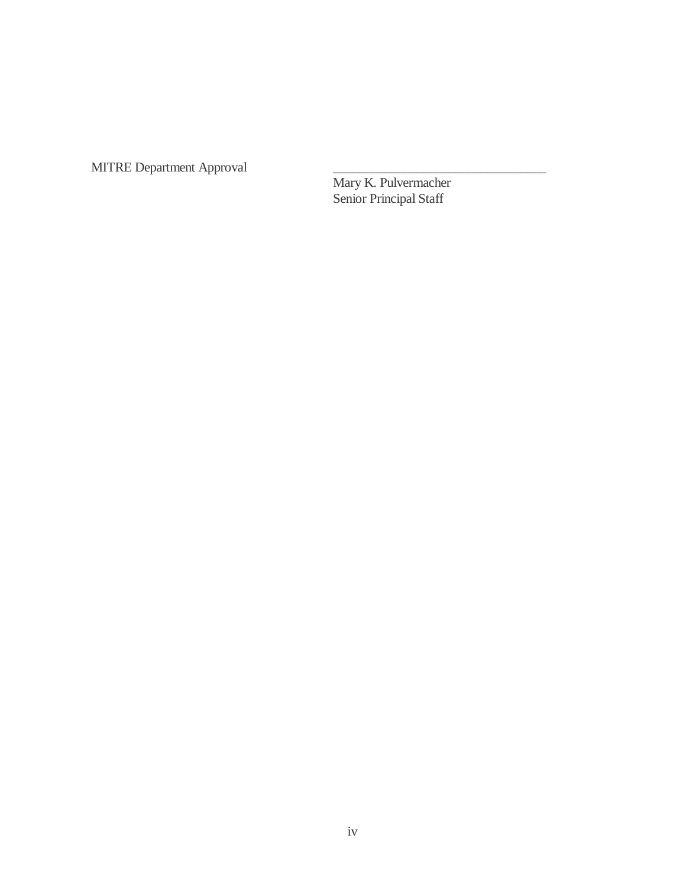MITRE Department Approval

\_\_\_\_\_\_\_\_\_\_\_\_\_\_\_\_\_\_\_\_\_\_\_\_\_\_\_\_\_\_\_\_

Mary K. Pulvermacher
Senior Principal Staff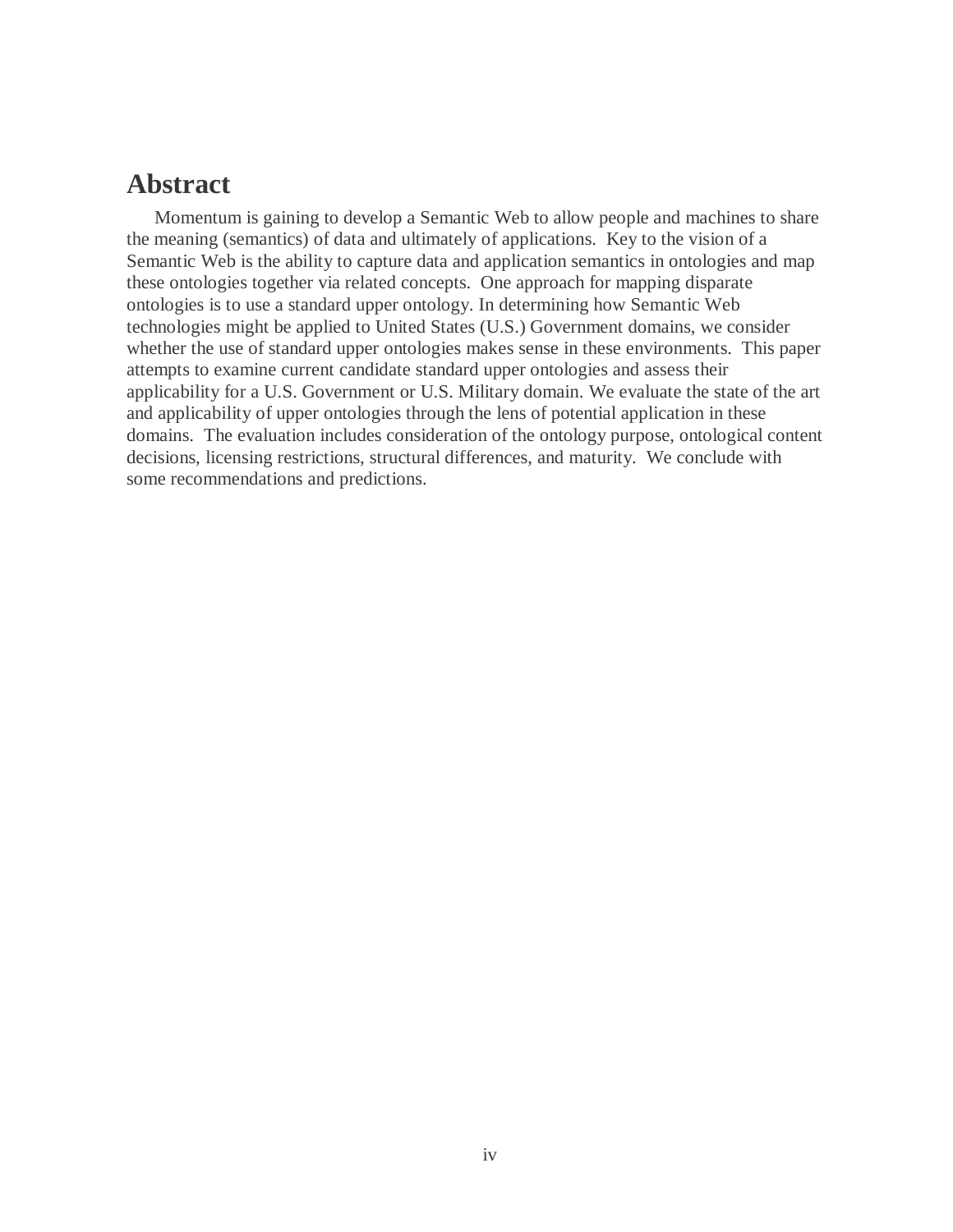# Abstract

Momentum is gaining to develop a Semantic Web to allow people and machines to share the meaning (semantics) of data and ultimately of applications. Key to the vision of a Semantic Web is the ability to capture data and application semantics in ontologies and map these ontologies together via related concepts. One approach for mapping disparate ontologies is to use a standard upper ontology. In determining how Semantic Web technologies might be applied to United States (U.S.) Government domains, we consider whether the use of standard upper ontologies makes sense in these environments. This paper attempts to examine current candidate standard upper ontologies and assess their applicability for a U.S. Government or U.S. Military domain. We evaluate the state of the art and applicability of upper ontologies through the lens of potential application in these domains. The evaluation includes consideration of the ontology purpose, ontological content decisions, licensing restrictions, structural differences, and maturity. We conclude with some recommendations and predictions.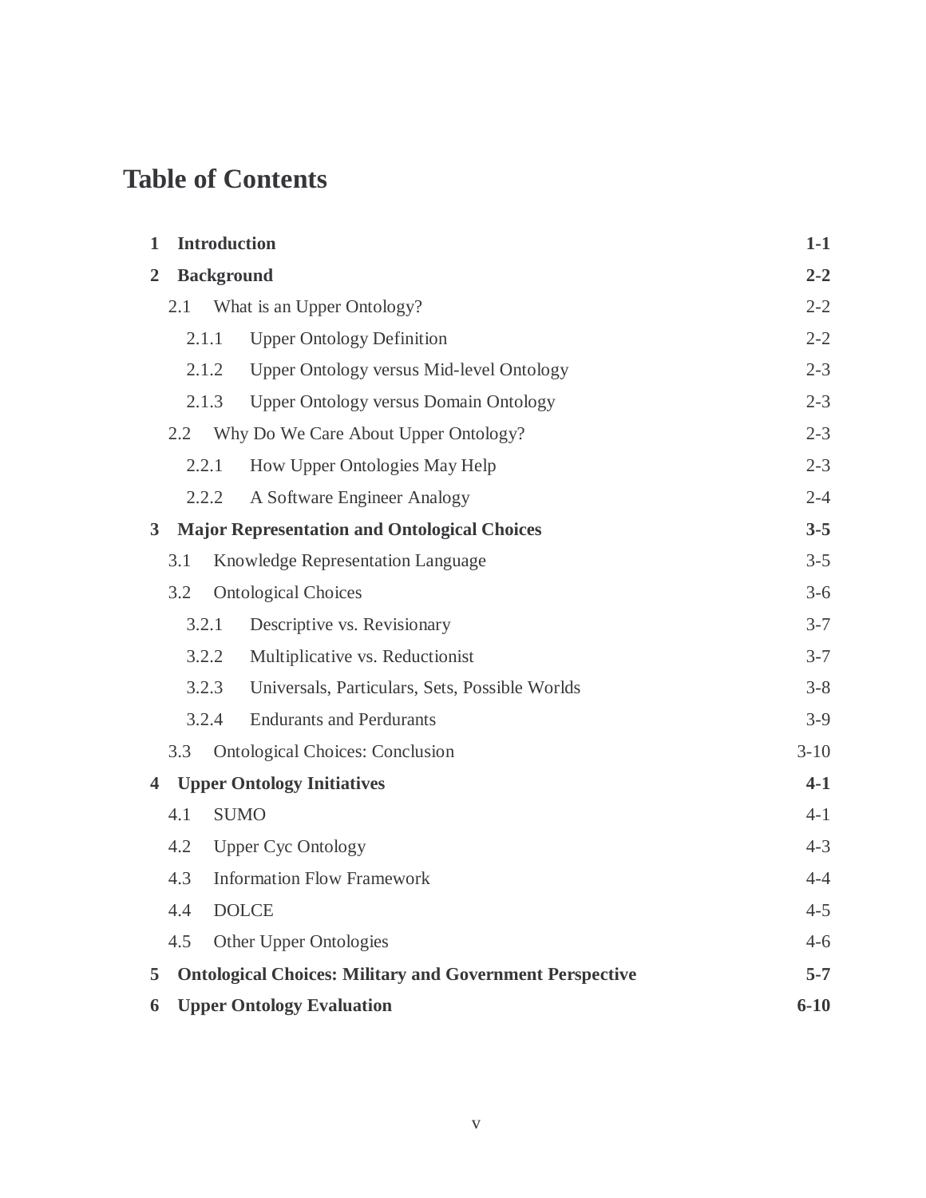# Table of Contents

| | | |
|---|---|---|
| **1** | **Introduction** | **1-1** |
| **2** | **Background** | **2-2** |
| 2.1 | What is an Upper Ontology? | 2-2 |
| 2.1.1 | Upper Ontology Definition | 2-2 |
| 2.1.2 | Upper Ontology versus Mid-level Ontology | 2-3 |
| 2.1.3 | Upper Ontology versus Domain Ontology | 2-3 |
| 2.2 | Why Do We Care About Upper Ontology? | 2-3 |
| 2.2.1 | How Upper Ontologies May Help | 2-3 |
| 2.2.2 | A Software Engineer Analogy | 2-4 |
| **3** | **Major Representation and Ontological Choices** | **3-5** |
| 3.1 | Knowledge Representation Language | 3-5 |
| 3.2 | Ontological Choices | 3-6 |
| 3.2.1 | Descriptive vs. Revisionary | 3-7 |
| 3.2.2 | Multiplicative vs. Reductionist | 3-7 |
| 3.2.3 | Universals, Particulars, Sets, Possible Worlds | 3-8 |
| 3.2.4 | Endurants and Perdurants | 3-9 |
| 3.3 | Ontological Choices: Conclusion | 3-10 |
| **4** | **Upper Ontology Initiatives** | **4-1** |
| 4.1 | SUMO | 4-1 |
| 4.2 | Upper Cyc Ontology | 4-3 |
| 4.3 | Information Flow Framework | 4-4 |
| 4.4 | DOLCE | 4-5 |
| 4.5 | Other Upper Ontologies | 4-6 |
| **5** | **Ontological Choices: Military and Government Perspective** | **5-7** |
| **6** | **Upper Ontology Evaluation** | **6-10** |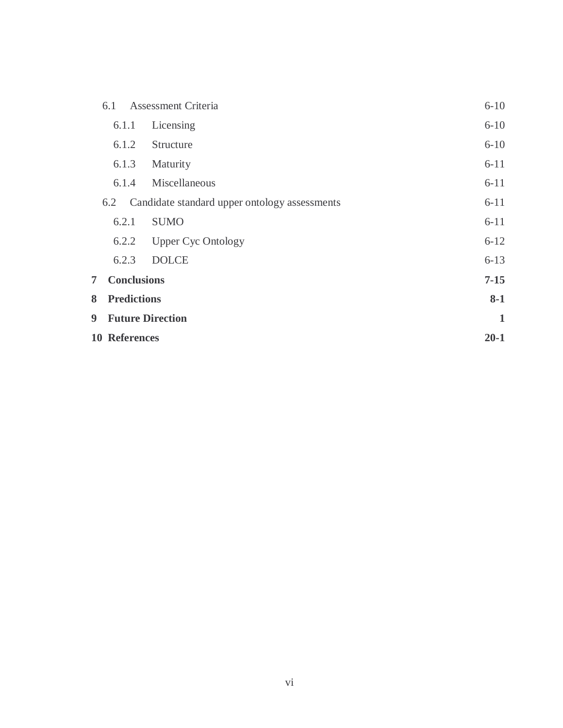6.1 Assessment Criteria 6-10

6.1.1 Licensing 6-10

6.1.2 Structure 6-10

6.1.3 Maturity 6-11

6.1.4 Miscellaneous 6-11

6.2 Candidate standard upper ontology assessments 6-11

6.2.1 SUMO 6-11

6.2.2 Upper Cyc Ontology 6-12

6.2.3 DOLCE 6-13

**7 Conclusions 7-15**

**8 Predictions 8-1**

**9 Future Direction 1**

**10 References 20-1**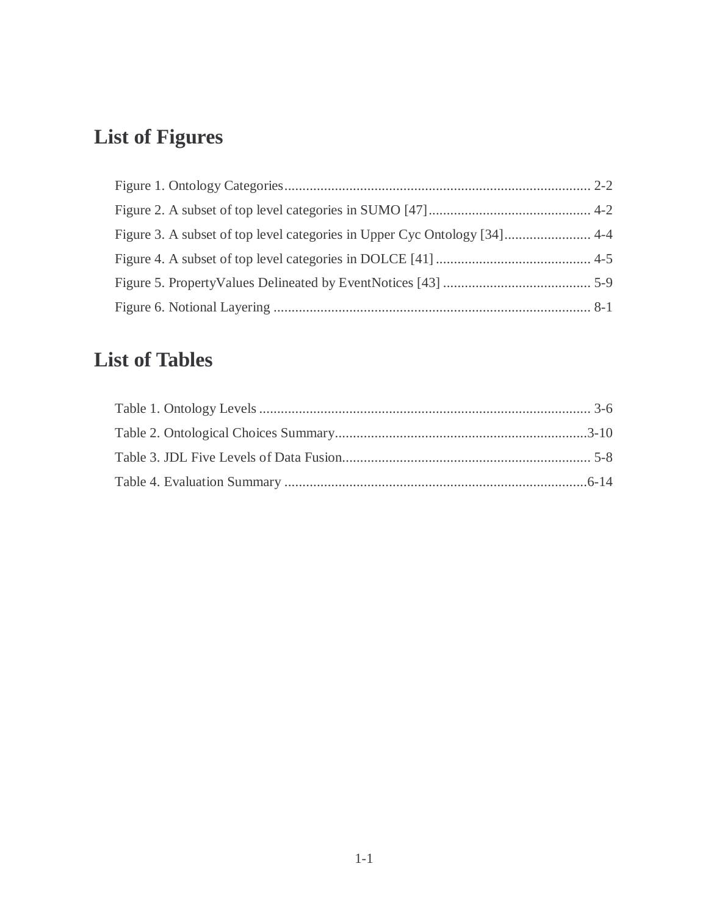# List of Figures

Figure 1. Ontology Categories....................................................................................... 2-2
Figure 2. A subset of top level categories in SUMO [47]............................................. 4-2
Figure 3. A subset of top level categories in Upper Cyc Ontology [34]........................ 4-4
Figure 4. A subset of top level categories in DOLCE [41]........................................... 4-5
Figure 5. PropertyValues Delineated by EventNotices [43] ......................................... 5-9
Figure 6. Notional Layering ........................................................................................ 8-1

# List of Tables

Table 1. Ontology Levels ............................................................................................ 3-6
Table 2. Ontological Choices Summary......................................................................3-10
Table 3. JDL Five Levels of Data Fusion..................................................................... 5-8
Table 4. Evaluation Summary ....................................................................................6-14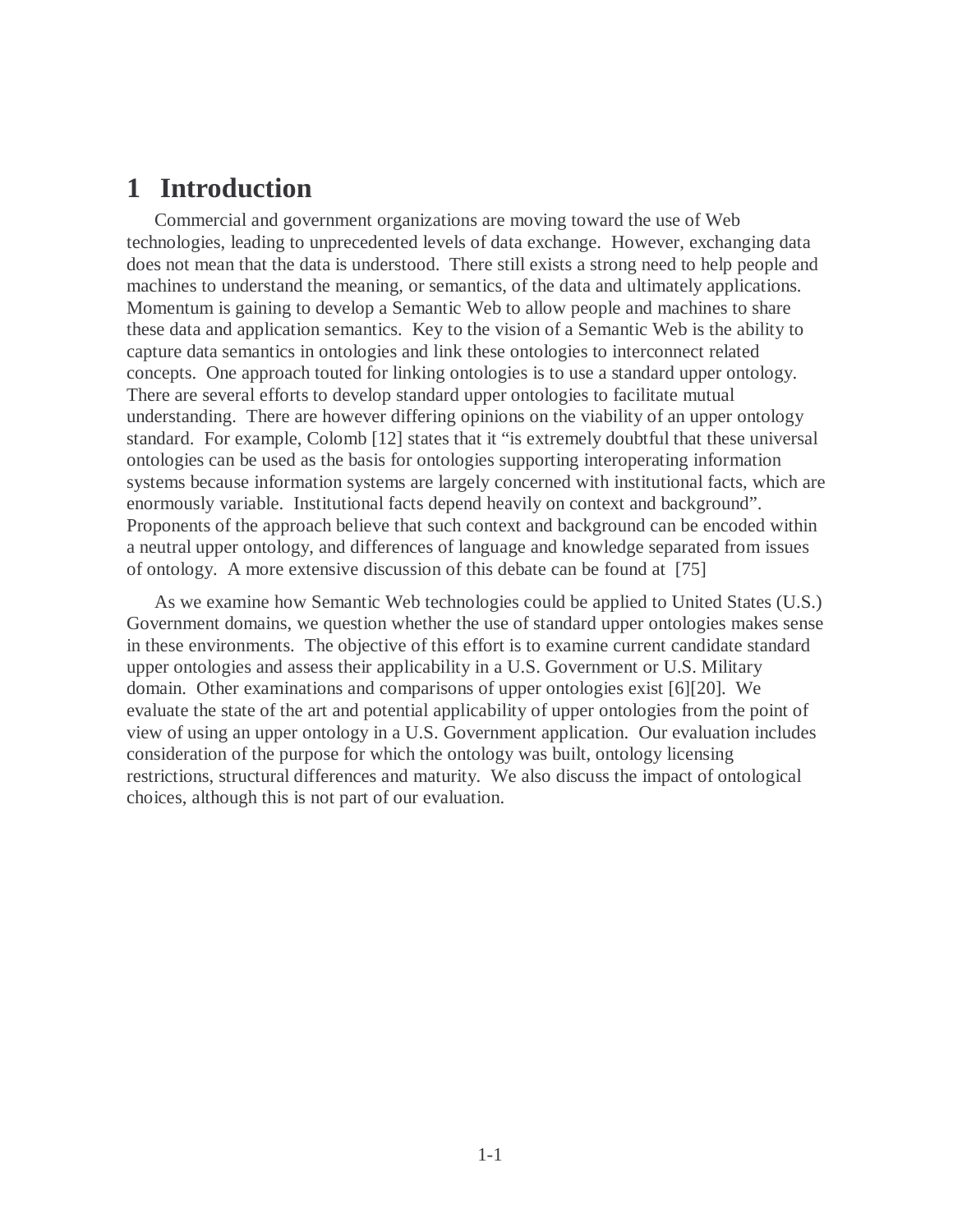# 1 Introduction

Commercial and government organizations are moving toward the use of Web technologies, leading to unprecedented levels of data exchange. However, exchanging data does not mean that the data is understood. There still exists a strong need to help people and machines to understand the meaning, or semantics, of the data and ultimately applications. Momentum is gaining to develop a Semantic Web to allow people and machines to share these data and application semantics. Key to the vision of a Semantic Web is the ability to capture data semantics in ontologies and link these ontologies to interconnect related concepts. One approach touted for linking ontologies is to use a standard upper ontology. There are several efforts to develop standard upper ontologies to facilitate mutual understanding. There are however differing opinions on the viability of an upper ontology standard. For example, Colomb [12] states that it "is extremely doubtful that these universal ontologies can be used as the basis for ontologies supporting interoperating information systems because information systems are largely concerned with institutional facts, which are enormously variable. Institutional facts depend heavily on context and background". Proponents of the approach believe that such context and background can be encoded within a neutral upper ontology, and differences of language and knowledge separated from issues of ontology. A more extensive discussion of this debate can be found at [75]

As we examine how Semantic Web technologies could be applied to United States (U.S.) Government domains, we question whether the use of standard upper ontologies makes sense in these environments. The objective of this effort is to examine current candidate standard upper ontologies and assess their applicability in a U.S. Government or U.S. Military domain. Other examinations and comparisons of upper ontologies exist [6][20]. We evaluate the state of the art and potential applicability of upper ontologies from the point of view of using an upper ontology in a U.S. Government application. Our evaluation includes consideration of the purpose for which the ontology was built, ontology licensing restrictions, structural differences and maturity. We also discuss the impact of ontological choices, although this is not part of our evaluation.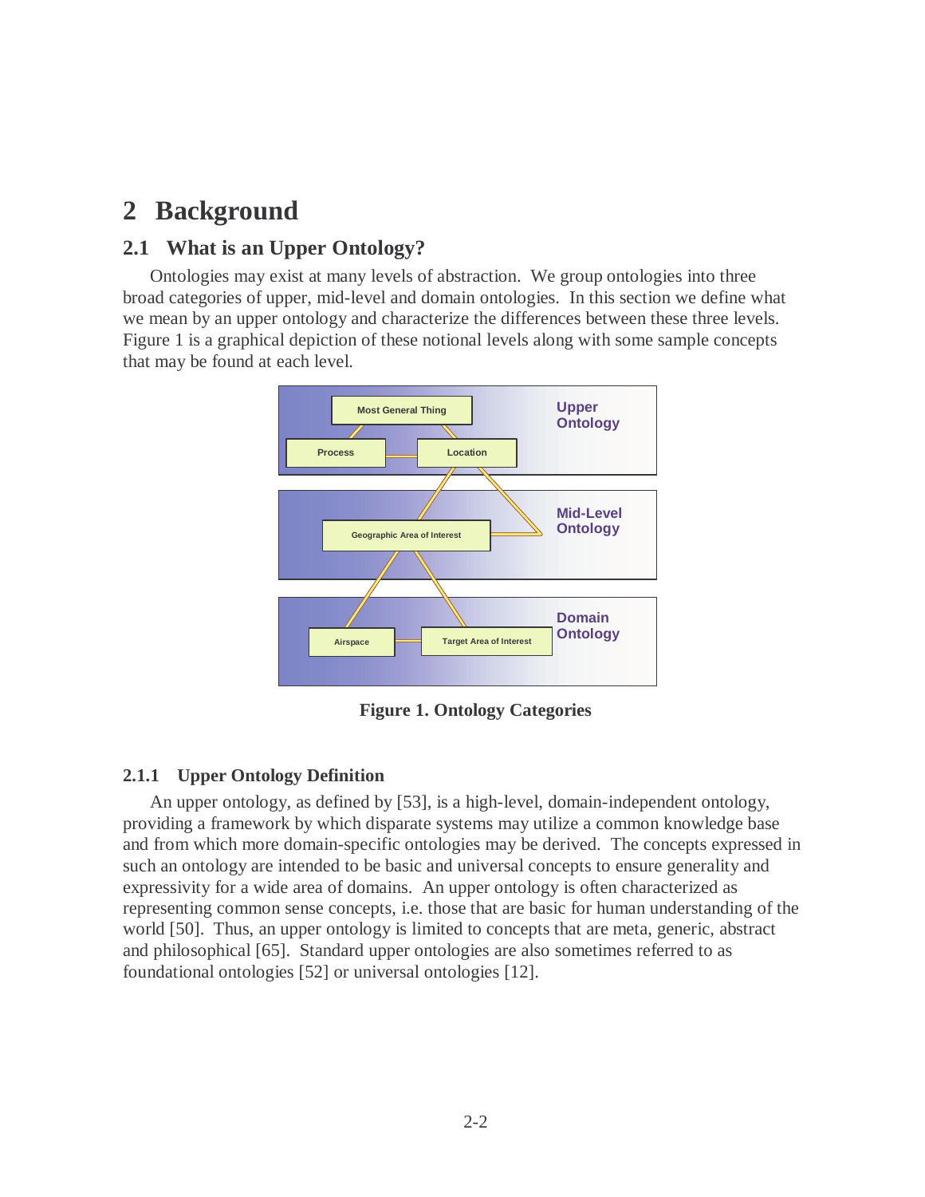# 2 Background

## 2.1 What is an Upper Ontology?

Ontologies may exist at many levels of abstraction. We group ontologies into three broad categories of upper, mid-level and domain ontologies. In this section we define what we mean by an upper ontology and characterize the differences between these three levels. Figure 1 is a graphical depiction of these notional levels along with some sample concepts that may be found at each level.

**Figure 1. Ontology Categories**

### 2.1.1 Upper Ontology Definition

An upper ontology, as defined by [53], is a high-level, domain-independent ontology, providing a framework by which disparate systems may utilize a common knowledge base and from which more domain-specific ontologies may be derived. The concepts expressed in such an ontology are intended to be basic and universal concepts to ensure generality and expressivity for a wide area of domains. An upper ontology is often characterized as representing common sense concepts, i.e. those that are basic for human understanding of the world [50]. Thus, an upper ontology is limited to concepts that are meta, generic, abstract and philosophical [65]. Standard upper ontologies are also sometimes referred to as foundational ontologies [52] or universal ontologies [12].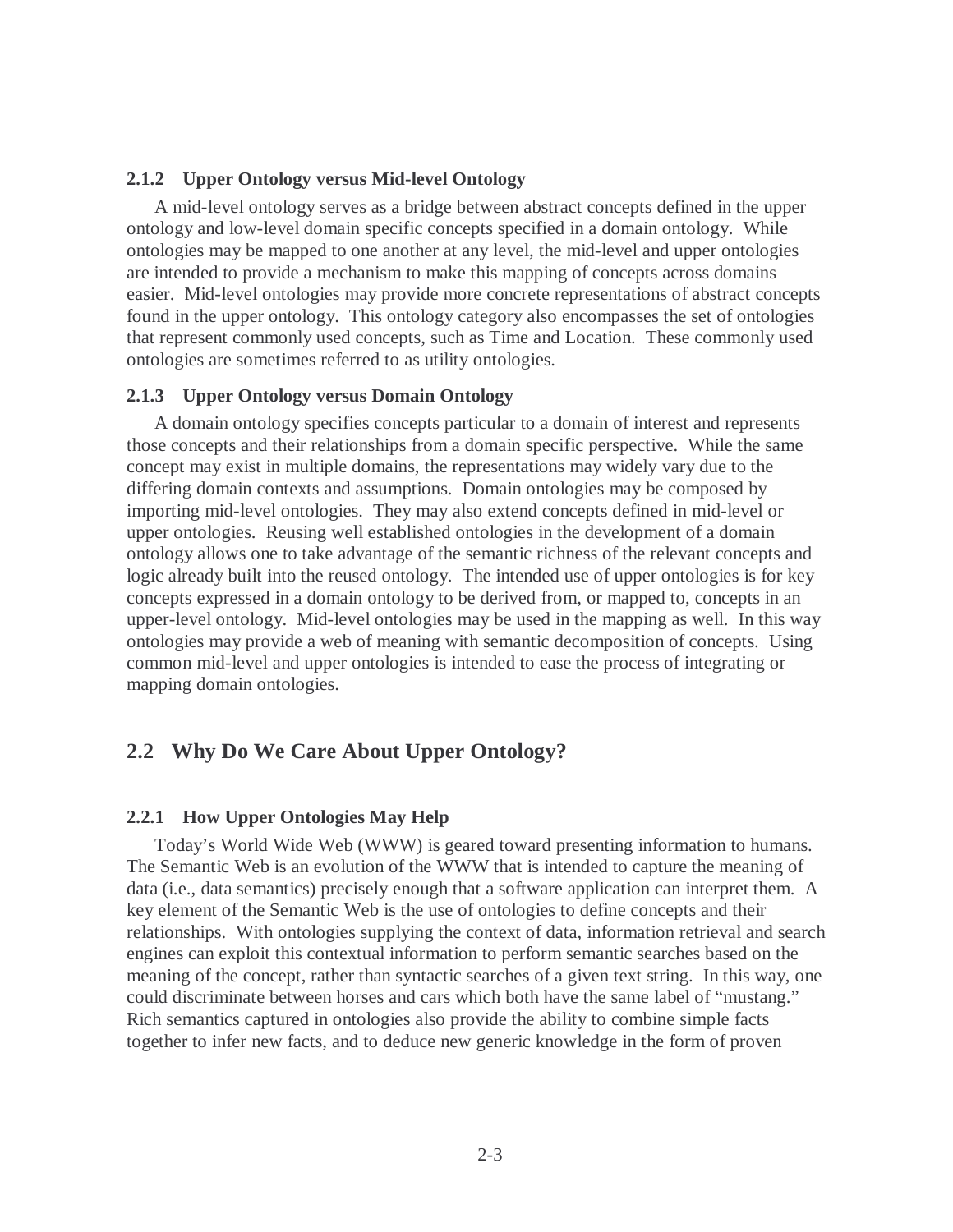### 2.1.2 Upper Ontology versus Mid-level Ontology

A mid-level ontology serves as a bridge between abstract concepts defined in the upper ontology and low-level domain specific concepts specified in a domain ontology. While ontologies may be mapped to one another at any level, the mid-level and upper ontologies are intended to provide a mechanism to make this mapping of concepts across domains easier. Mid-level ontologies may provide more concrete representations of abstract concepts found in the upper ontology. This ontology category also encompasses the set of ontologies that represent commonly used concepts, such as Time and Location. These commonly used ontologies are sometimes referred to as utility ontologies.

### 2.1.3 Upper Ontology versus Domain Ontology

A domain ontology specifies concepts particular to a domain of interest and represents those concepts and their relationships from a domain specific perspective. While the same concept may exist in multiple domains, the representations may widely vary due to the differing domain contexts and assumptions. Domain ontologies may be composed by importing mid-level ontologies. They may also extend concepts defined in mid-level or upper ontologies. Reusing well established ontologies in the development of a domain ontology allows one to take advantage of the semantic richness of the relevant concepts and logic already built into the reused ontology. The intended use of upper ontologies is for key concepts expressed in a domain ontology to be derived from, or mapped to, concepts in an upper-level ontology. Mid-level ontologies may be used in the mapping as well. In this way ontologies may provide a web of meaning with semantic decomposition of concepts. Using common mid-level and upper ontologies is intended to ease the process of integrating or mapping domain ontologies.

## 2.2 Why Do We Care About Upper Ontology?

### 2.2.1 How Upper Ontologies May Help

Today's World Wide Web (WWW) is geared toward presenting information to humans. The Semantic Web is an evolution of the WWW that is intended to capture the meaning of data (i.e., data semantics) precisely enough that a software application can interpret them. A key element of the Semantic Web is the use of ontologies to define concepts and their relationships. With ontologies supplying the context of data, information retrieval and search engines can exploit this contextual information to perform semantic searches based on the meaning of the concept, rather than syntactic searches of a given text string. In this way, one could discriminate between horses and cars which both have the same label of "mustang." Rich semantics captured in ontologies also provide the ability to combine simple facts together to infer new facts, and to deduce new generic knowledge in the form of proven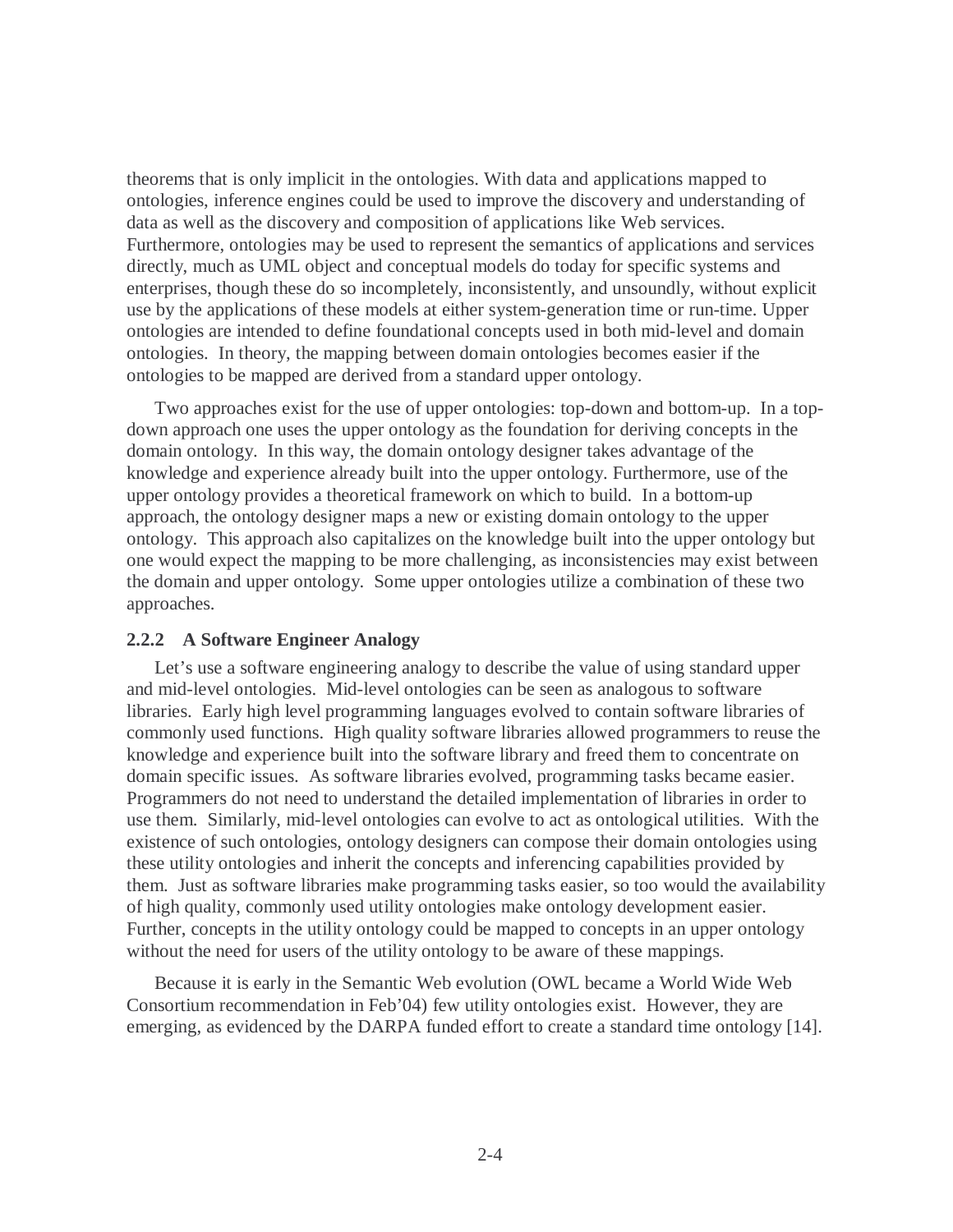theorems that is only implicit in the ontologies. With data and applications mapped to ontologies, inference engines could be used to improve the discovery and understanding of data as well as the discovery and composition of applications like Web services. Furthermore, ontologies may be used to represent the semantics of applications and services directly, much as UML object and conceptual models do today for specific systems and enterprises, though these do so incompletely, inconsistently, and unsoundly, without explicit use by the applications of these models at either system-generation time or run-time. Upper ontologies are intended to define foundational concepts used in both mid-level and domain ontologies. In theory, the mapping between domain ontologies becomes easier if the ontologies to be mapped are derived from a standard upper ontology.

Two approaches exist for the use of upper ontologies: top-down and bottom-up. In a top-down approach one uses the upper ontology as the foundation for deriving concepts in the domain ontology. In this way, the domain ontology designer takes advantage of the knowledge and experience already built into the upper ontology. Furthermore, use of the upper ontology provides a theoretical framework on which to build. In a bottom-up approach, the ontology designer maps a new or existing domain ontology to the upper ontology. This approach also capitalizes on the knowledge built into the upper ontology but one would expect the mapping to be more challenging, as inconsistencies may exist between the domain and upper ontology. Some upper ontologies utilize a combination of these two approaches.

### 2.2.2 A Software Engineer Analogy

Let's use a software engineering analogy to describe the value of using standard upper and mid-level ontologies. Mid-level ontologies can be seen as analogous to software libraries. Early high level programming languages evolved to contain software libraries of commonly used functions. High quality software libraries allowed programmers to reuse the knowledge and experience built into the software library and freed them to concentrate on domain specific issues. As software libraries evolved, programming tasks became easier. Programmers do not need to understand the detailed implementation of libraries in order to use them. Similarly, mid-level ontologies can evolve to act as ontological utilities. With the existence of such ontologies, ontology designers can compose their domain ontologies using these utility ontologies and inherit the concepts and inferencing capabilities provided by them. Just as software libraries make programming tasks easier, so too would the availability of high quality, commonly used utility ontologies make ontology development easier. Further, concepts in the utility ontology could be mapped to concepts in an upper ontology without the need for users of the utility ontology to be aware of these mappings.

Because it is early in the Semantic Web evolution (OWL became a World Wide Web Consortium recommendation in Feb'04) few utility ontologies exist. However, they are emerging, as evidenced by the DARPA funded effort to create a standard time ontology [14].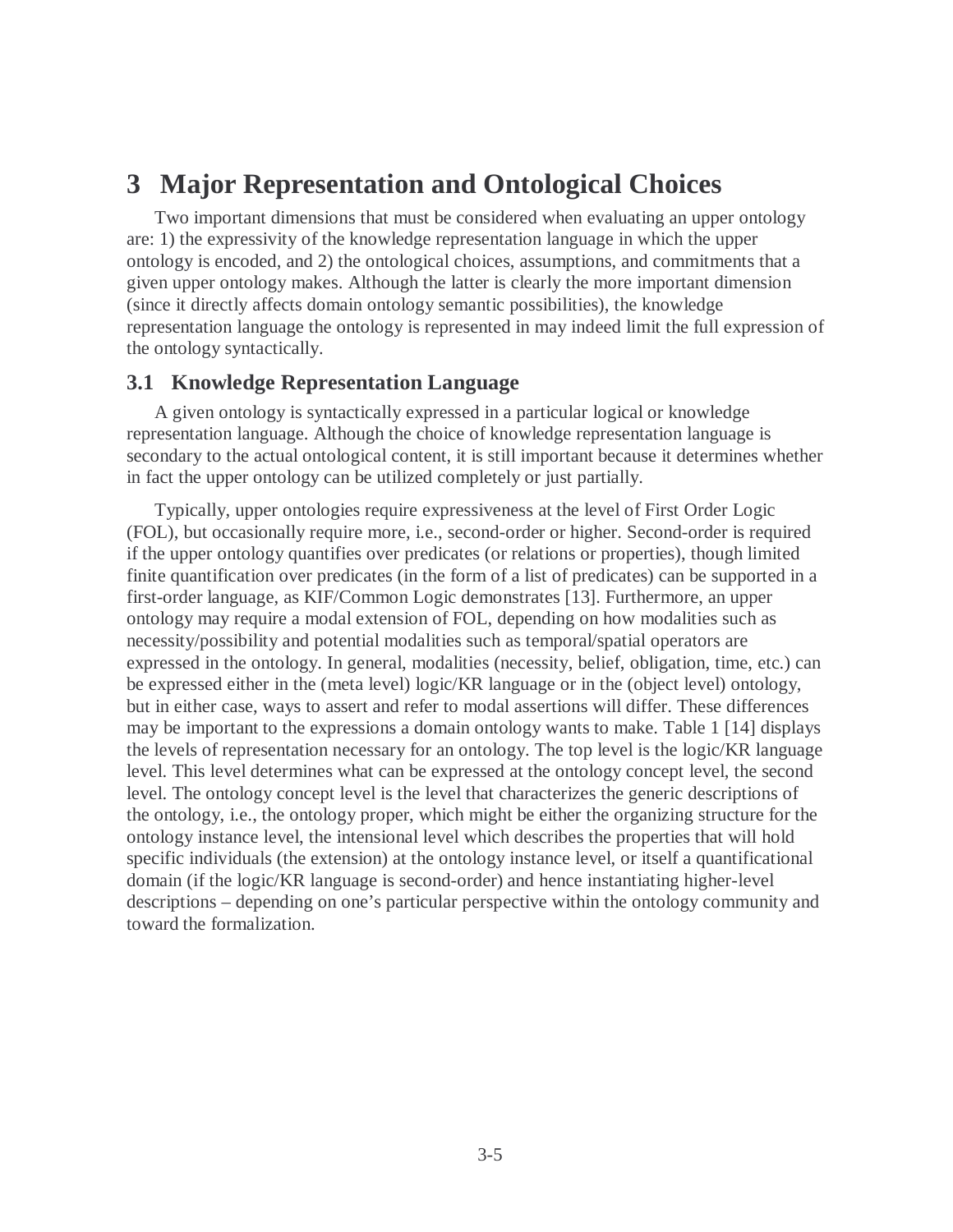# 3 Major Representation and Ontological Choices

Two important dimensions that must be considered when evaluating an upper ontology are: 1) the expressivity of the knowledge representation language in which the upper ontology is encoded, and 2) the ontological choices, assumptions, and commitments that a given upper ontology makes. Although the latter is clearly the more important dimension (since it directly affects domain ontology semantic possibilities), the knowledge representation language the ontology is represented in may indeed limit the full expression of the ontology syntactically.

## 3.1 Knowledge Representation Language

A given ontology is syntactically expressed in a particular logical or knowledge representation language. Although the choice of knowledge representation language is secondary to the actual ontological content, it is still important because it determines whether in fact the upper ontology can be utilized completely or just partially.

Typically, upper ontologies require expressiveness at the level of First Order Logic (FOL), but occasionally require more, i.e., second-order or higher. Second-order is required if the upper ontology quantifies over predicates (or relations or properties), though limited finite quantification over predicates (in the form of a list of predicates) can be supported in a first-order language, as KIF/Common Logic demonstrates [13]. Furthermore, an upper ontology may require a modal extension of FOL, depending on how modalities such as necessity/possibility and potential modalities such as temporal/spatial operators are expressed in the ontology. In general, modalities (necessity, belief, obligation, time, etc.) can be expressed either in the (meta level) logic/KR language or in the (object level) ontology, but in either case, ways to assert and refer to modal assertions will differ. These differences may be important to the expressions a domain ontology wants to make. Table 1 [14] displays the levels of representation necessary for an ontology. The top level is the logic/KR language level. This level determines what can be expressed at the ontology concept level, the second level. The ontology concept level is the level that characterizes the generic descriptions of the ontology, i.e., the ontology proper, which might be either the organizing structure for the ontology instance level, the intensional level which describes the properties that will hold specific individuals (the extension) at the ontology instance level, or itself a quantificational domain (if the logic/KR language is second-order) and hence instantiating higher-level descriptions – depending on one's particular perspective within the ontology community and toward the formalization.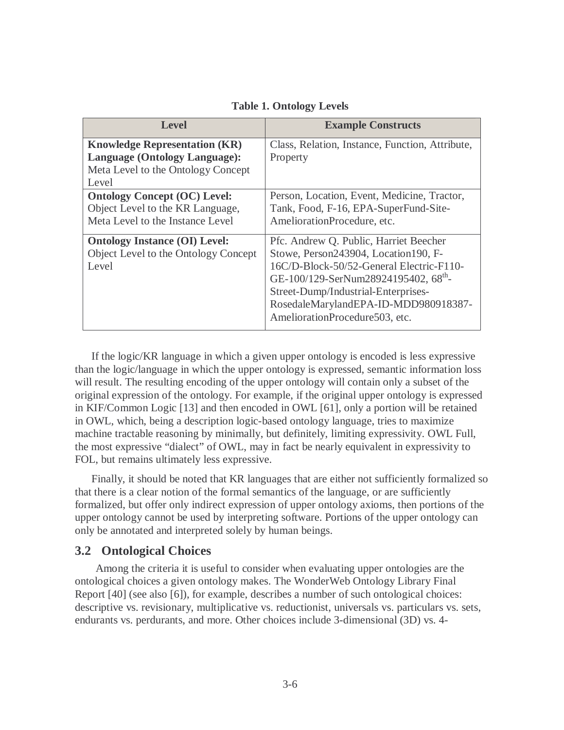**Table 1. Ontology Levels**

| Level | Example Constructs |
|---|---|
| **Knowledge Representation (KR) Language (Ontology Language):** Meta Level to the Ontology Concept Level | Class, Relation, Instance, Function, Attribute, Property |
| **Ontology Concept (OC) Level:** Object Level to the KR Language, Meta Level to the Instance Level | Person, Location, Event, Medicine, Tractor, Tank, Food, F-16, EPA-SuperFund-Site-AmeliorationProcedure, etc. |
| **Ontology Instance (OI) Level:** Object Level to the Ontology Concept Level | Pfc. Andrew Q. Public, Harriet Beecher Stowe, Person243904, Location190, F-16C/D-Block-50/52-General Electric-F110-GE-100/129-SerNum28924195402, 68th-Street-Dump/Industrial-Enterprises-RosedaleMarylandEPA-ID-MDD980918387-AmeliorationProcedure503, etc. |

If the logic/KR language in which a given upper ontology is encoded is less expressive than the logic/language in which the upper ontology is expressed, semantic information loss will result. The resulting encoding of the upper ontology will contain only a subset of the original expression of the ontology. For example, if the original upper ontology is expressed in KIF/Common Logic [13] and then encoded in OWL [61], only a portion will be retained in OWL, which, being a description logic-based ontology language, tries to maximize machine tractable reasoning by minimally, but definitely, limiting expressivity. OWL Full, the most expressive "dialect" of OWL, may in fact be nearly equivalent in expressivity to FOL, but remains ultimately less expressive.

Finally, it should be noted that KR languages that are either not sufficiently formalized so that there is a clear notion of the formal semantics of the language, or are sufficiently formalized, but offer only indirect expression of upper ontology axioms, then portions of the upper ontology cannot be used by interpreting software. Portions of the upper ontology can only be annotated and interpreted solely by human beings.

## 3.2 Ontological Choices

Among the criteria it is useful to consider when evaluating upper ontologies are the ontological choices a given ontology makes. The WonderWeb Ontology Library Final Report [40] (see also [6]), for example, describes a number of such ontological choices: descriptive vs. revisionary, multiplicative vs. reductionist, universals vs. particulars vs. sets, endurants vs. perdurants, and more. Other choices include 3-dimensional (3D) vs. 4-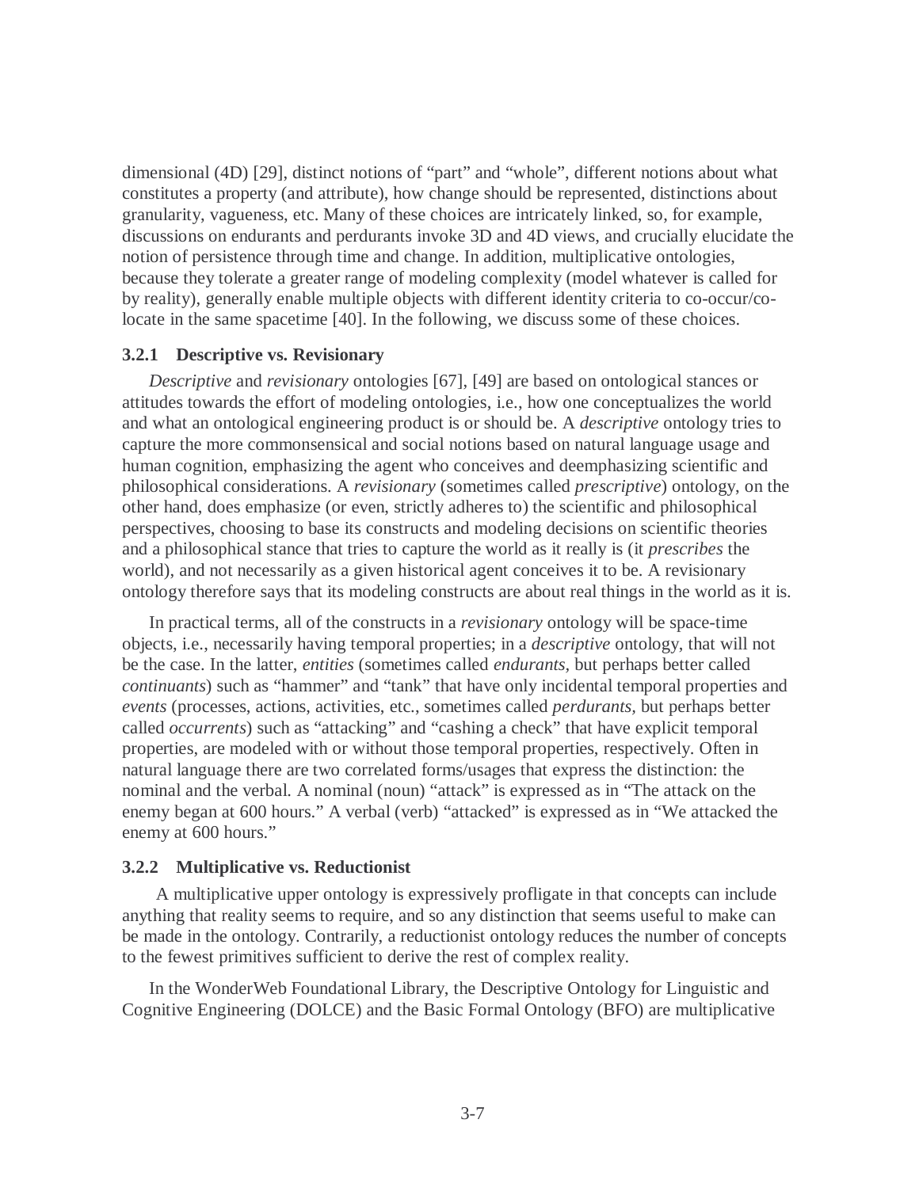dimensional (4D) [29], distinct notions of "part" and "whole", different notions about what constitutes a property (and attribute), how change should be represented, distinctions about granularity, vagueness, etc. Many of these choices are intricately linked, so, for example, discussions on endurants and perdurants invoke 3D and 4D views, and crucially elucidate the notion of persistence through time and change. In addition, multiplicative ontologies, because they tolerate a greater range of modeling complexity (model whatever is called for by reality), generally enable multiple objects with different identity criteria to co-occur/co-locate in the same spacetime [40]. In the following, we discuss some of these choices.

### 3.2.1 Descriptive vs. Revisionary

*Descriptive* and *revisionary* ontologies [67], [49] are based on ontological stances or attitudes towards the effort of modeling ontologies, i.e., how one conceptualizes the world and what an ontological engineering product is or should be. A *descriptive* ontology tries to capture the more commonsensical and social notions based on natural language usage and human cognition, emphasizing the agent who conceives and deemphasizing scientific and philosophical considerations. A *revisionary* (sometimes called *prescriptive*) ontology, on the other hand, does emphasize (or even, strictly adheres to) the scientific and philosophical perspectives, choosing to base its constructs and modeling decisions on scientific theories and a philosophical stance that tries to capture the world as it really is (it *prescribes* the world), and not necessarily as a given historical agent conceives it to be. A revisionary ontology therefore says that its modeling constructs are about real things in the world as it is.

In practical terms, all of the constructs in a *revisionary* ontology will be space-time objects, i.e., necessarily having temporal properties; in a *descriptive* ontology, that will not be the case. In the latter, *entities* (sometimes called *endurants*, but perhaps better called *continuants*) such as "hammer" and "tank" that have only incidental temporal properties and *events* (processes, actions, activities, etc., sometimes called *perdurants*, but perhaps better called *occurrents*) such as "attacking" and "cashing a check" that have explicit temporal properties, are modeled with or without those temporal properties, respectively. Often in natural language there are two correlated forms/usages that express the distinction: the nominal and the verbal. A nominal (noun) "attack" is expressed as in "The attack on the enemy began at 600 hours." A verbal (verb) "attacked" is expressed as in "We attacked the enemy at 600 hours."

### 3.2.2 Multiplicative vs. Reductionist

A multiplicative upper ontology is expressively profligate in that concepts can include anything that reality seems to require, and so any distinction that seems useful to make can be made in the ontology. Contrarily, a reductionist ontology reduces the number of concepts to the fewest primitives sufficient to derive the rest of complex reality.

In the WonderWeb Foundational Library, the Descriptive Ontology for Linguistic and Cognitive Engineering (DOLCE) and the Basic Formal Ontology (BFO) are multiplicative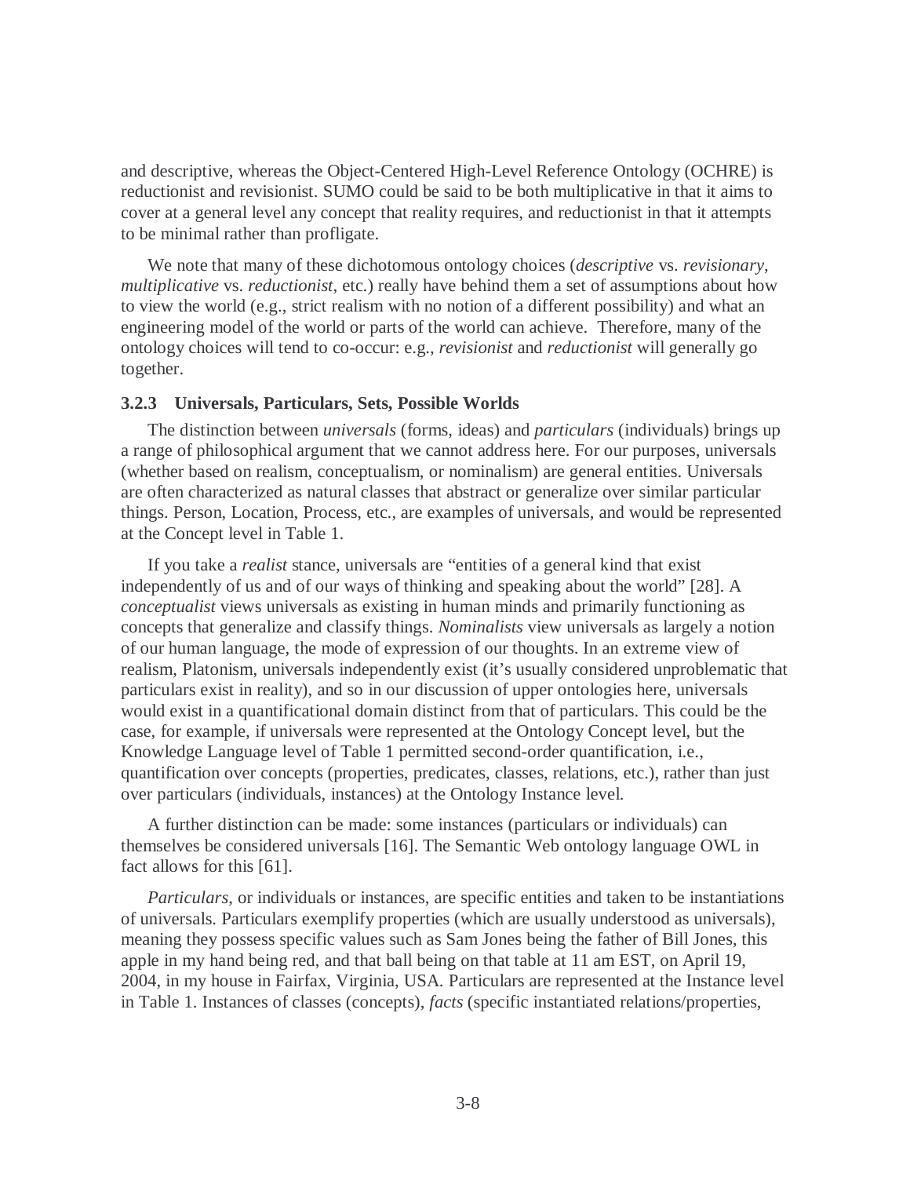and descriptive, whereas the Object-Centered High-Level Reference Ontology (OCHRE) is reductionist and revisionist. SUMO could be said to be both multiplicative in that it aims to cover at a general level any concept that reality requires, and reductionist in that it attempts to be minimal rather than profligate.

We note that many of these dichotomous ontology choices (*descriptive* vs. *revisionary*, *multiplicative* vs. *reductionist*, etc.) really have behind them a set of assumptions about how to view the world (e.g., strict realism with no notion of a different possibility) and what an engineering model of the world or parts of the world can achieve. Therefore, many of the ontology choices will tend to co-occur: e.g., *revisionist* and *reductionist* will generally go together.

### 3.2.3 Universals, Particulars, Sets, Possible Worlds

The distinction between *universals* (forms, ideas) and *particulars* (individuals) brings up a range of philosophical argument that we cannot address here. For our purposes, universals (whether based on realism, conceptualism, or nominalism) are general entities. Universals are often characterized as natural classes that abstract or generalize over similar particular things. Person, Location, Process, etc., are examples of universals, and would be represented at the Concept level in Table 1.

If you take a *realist* stance, universals are "entities of a general kind that exist independently of us and of our ways of thinking and speaking about the world" [28]. A *conceptualist* views universals as existing in human minds and primarily functioning as concepts that generalize and classify things. *Nominalists* view universals as largely a notion of our human language, the mode of expression of our thoughts. In an extreme view of realism, Platonism, universals independently exist (it's usually considered unproblematic that particulars exist in reality), and so in our discussion of upper ontologies here, universals would exist in a quantificational domain distinct from that of particulars. This could be the case, for example, if universals were represented at the Ontology Concept level, but the Knowledge Language level of Table 1 permitted second-order quantification, i.e., quantification over concepts (properties, predicates, classes, relations, etc.), rather than just over particulars (individuals, instances) at the Ontology Instance level.

A further distinction can be made: some instances (particulars or individuals) can themselves be considered universals [16]. The Semantic Web ontology language OWL in fact allows for this [61].

*Particulars*, or individuals or instances, are specific entities and taken to be instantiations of universals. Particulars exemplify properties (which are usually understood as universals), meaning they possess specific values such as Sam Jones being the father of Bill Jones, this apple in my hand being red, and that ball being on that table at 11 am EST, on April 19, 2004, in my house in Fairfax, Virginia, USA. Particulars are represented at the Instance level in Table 1. Instances of classes (concepts), *facts* (specific instantiated relations/properties,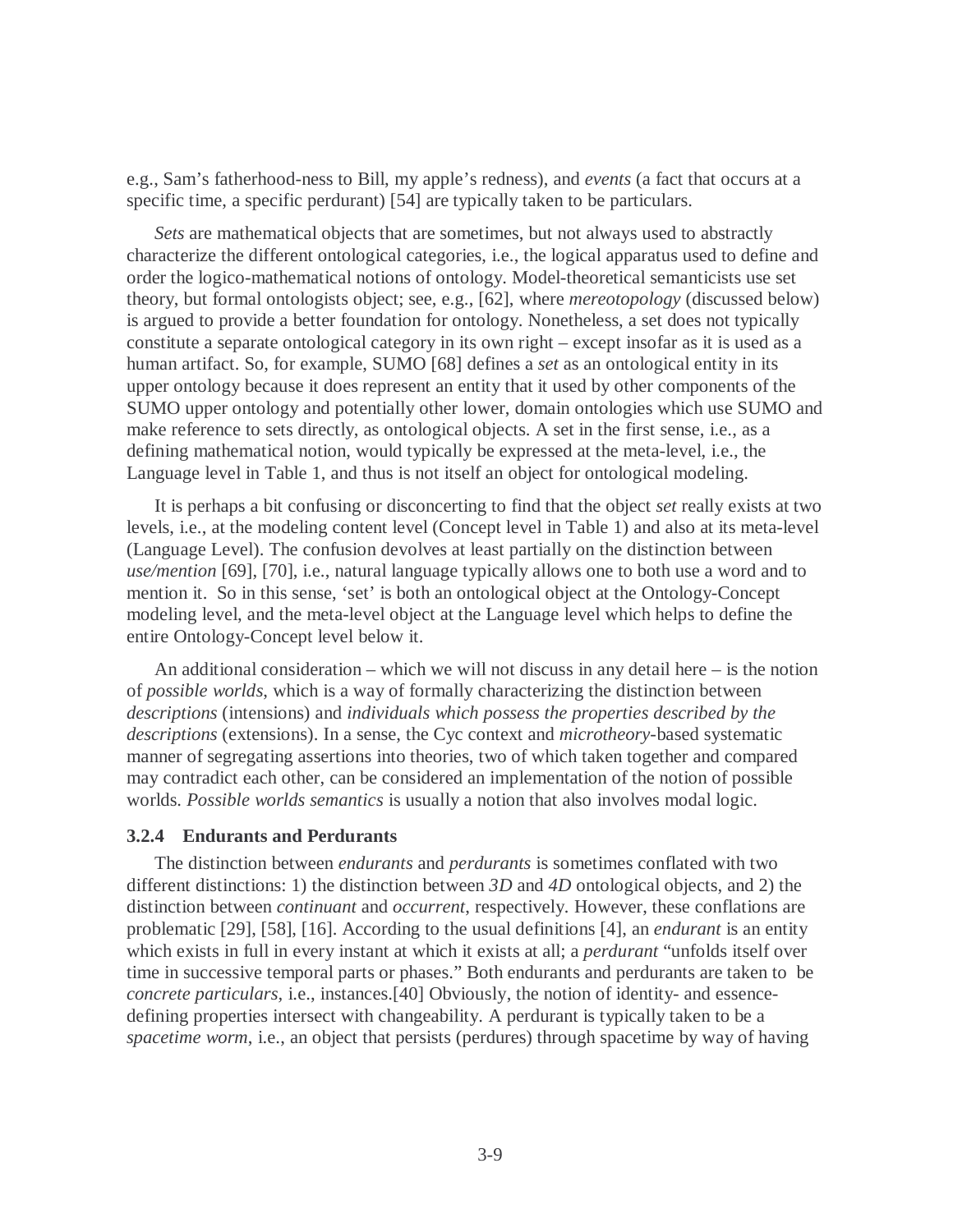e.g., Sam's fatherhood-ness to Bill, my apple's redness), and *events* (a fact that occurs at a specific time, a specific perdurant) [54] are typically taken to be particulars.

*Sets* are mathematical objects that are sometimes, but not always used to abstractly characterize the different ontological categories, i.e., the logical apparatus used to define and order the logico-mathematical notions of ontology. Model-theoretical semanticists use set theory, but formal ontologists object; see, e.g., [62], where *mereotopology* (discussed below) is argued to provide a better foundation for ontology. Nonetheless, a set does not typically constitute a separate ontological category in its own right – except insofar as it is used as a human artifact. So, for example, SUMO [68] defines a *set* as an ontological entity in its upper ontology because it does represent an entity that it used by other components of the SUMO upper ontology and potentially other lower, domain ontologies which use SUMO and make reference to sets directly, as ontological objects. A set in the first sense, i.e., as a defining mathematical notion, would typically be expressed at the meta-level, i.e., the Language level in Table 1, and thus is not itself an object for ontological modeling.

It is perhaps a bit confusing or disconcerting to find that the object *set* really exists at two levels, i.e., at the modeling content level (Concept level in Table 1) and also at its meta-level (Language Level). The confusion devolves at least partially on the distinction between *use/mention* [69], [70], i.e., natural language typically allows one to both use a word and to mention it. So in this sense, 'set' is both an ontological object at the Ontology-Concept modeling level, and the meta-level object at the Language level which helps to define the entire Ontology-Concept level below it.

An additional consideration – which we will not discuss in any detail here – is the notion of *possible worlds*, which is a way of formally characterizing the distinction between *descriptions* (intensions) and *individuals which possess the properties described by the descriptions* (extensions). In a sense, the Cyc context and *microtheory*-based systematic manner of segregating assertions into theories, two of which taken together and compared may contradict each other, can be considered an implementation of the notion of possible worlds. *Possible worlds semantics* is usually a notion that also involves modal logic.

### 3.2.4 Endurants and Perdurants

The distinction between *endurants* and *perdurants* is sometimes conflated with two different distinctions: 1) the distinction between *3D* and *4D* ontological objects, and 2) the distinction between *continuant* and *occurrent*, respectively. However, these conflations are problematic [29], [58], [16]. According to the usual definitions [4], an *endurant* is an entity which exists in full in every instant at which it exists at all; a *perdurant* "unfolds itself over time in successive temporal parts or phases." Both endurants and perdurants are taken to be *concrete particulars*, i.e., instances.[40] Obviously, the notion of identity- and essence-defining properties intersect with changeability. A perdurant is typically taken to be a *spacetime worm*, i.e., an object that persists (perdures) through spacetime by way of having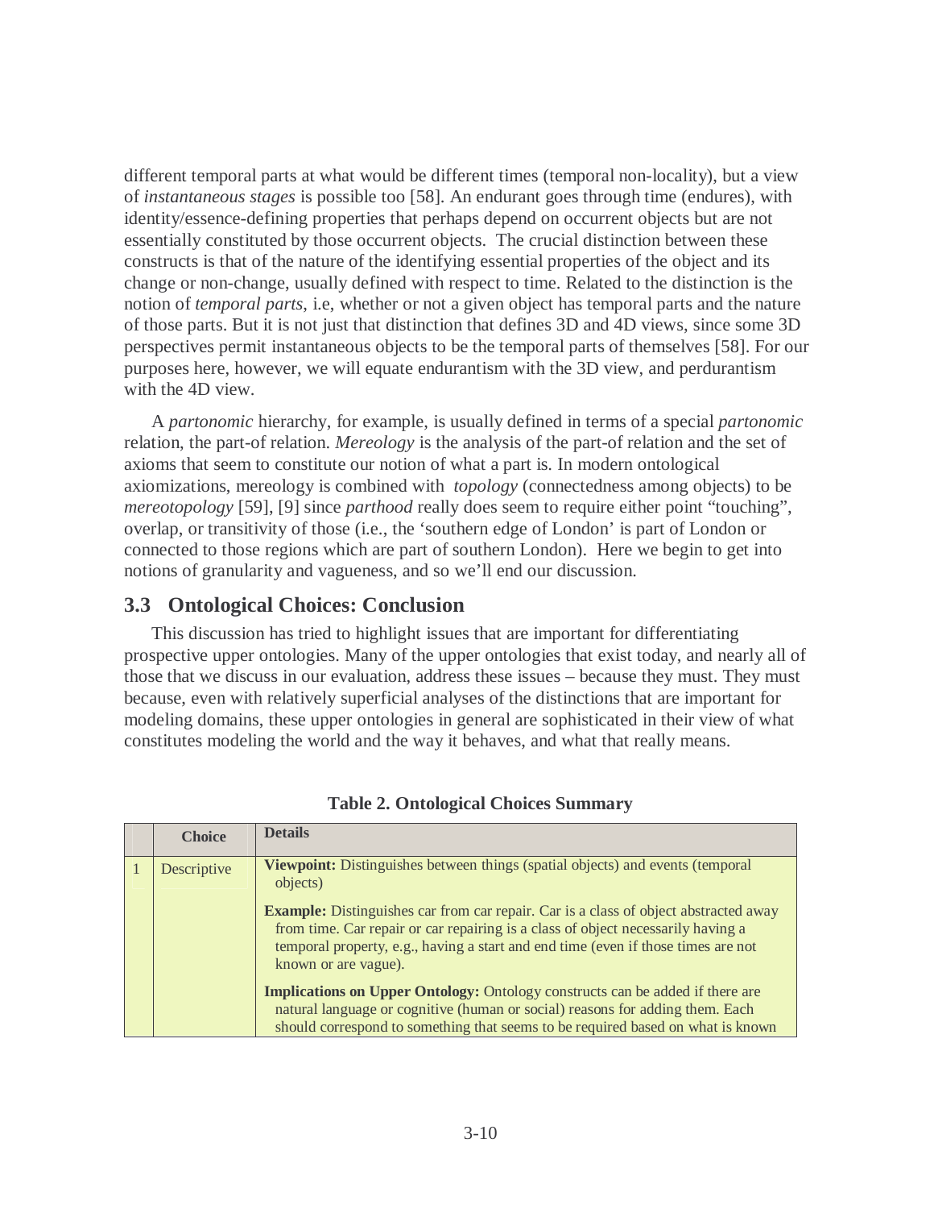different temporal parts at what would be different times (temporal non-locality), but a view of *instantaneous stages* is possible too [58]. An endurant goes through time (endures), with identity/essence-defining properties that perhaps depend on occurrent objects but are not essentially constituted by those occurrent objects. The crucial distinction between these constructs is that of the nature of the identifying essential properties of the object and its change or non-change, usually defined with respect to time. Related to the distinction is the notion of *temporal parts*, i.e, whether or not a given object has temporal parts and the nature of those parts. But it is not just that distinction that defines 3D and 4D views, since some 3D perspectives permit instantaneous objects to be the temporal parts of themselves [58]. For our purposes here, however, we will equate endurantism with the 3D view, and perdurantism with the 4D view.

A *partonomic* hierarchy, for example, is usually defined in terms of a special *partonomic* relation, the part-of relation. *Mereology* is the analysis of the part-of relation and the set of axioms that seem to constitute our notion of what a part is. In modern ontological axiomizations, mereology is combined with *topology* (connectedness among objects) to be *mereotopology* [59], [9] since *parthood* really does seem to require either point "touching", overlap, or transitivity of those (i.e., the 'southern edge of London' is part of London or connected to those regions which are part of southern London). Here we begin to get into notions of granularity and vagueness, and so we'll end our discussion.

## 3.3 Ontological Choices: Conclusion

This discussion has tried to highlight issues that are important for differentiating prospective upper ontologies. Many of the upper ontologies that exist today, and nearly all of those that we discuss in our evaluation, address these issues – because they must. They must because, even with relatively superficial analyses of the distinctions that are important for modeling domains, these upper ontologies in general are sophisticated in their view of what constitutes modeling the world and the way it behaves, and what that really means.

**Table 2. Ontological Choices Summary**

| | Choice | Details |
|---|---|---|
| 1 | Descriptive | **Viewpoint:** Distinguishes between things (spatial objects) and events (temporal objects) |
| | | **Example:** Distinguishes car from car repair. Car is a class of object abstracted away from time. Car repair or car repairing is a class of object necessarily having a temporal property, e.g., having a start and end time (even if those times are not known or are vague). |
| | | **Implications on Upper Ontology:** Ontology constructs can be added if there are natural language or cognitive (human or social) reasons for adding them. Each should correspond to something that seems to be required based on what is known |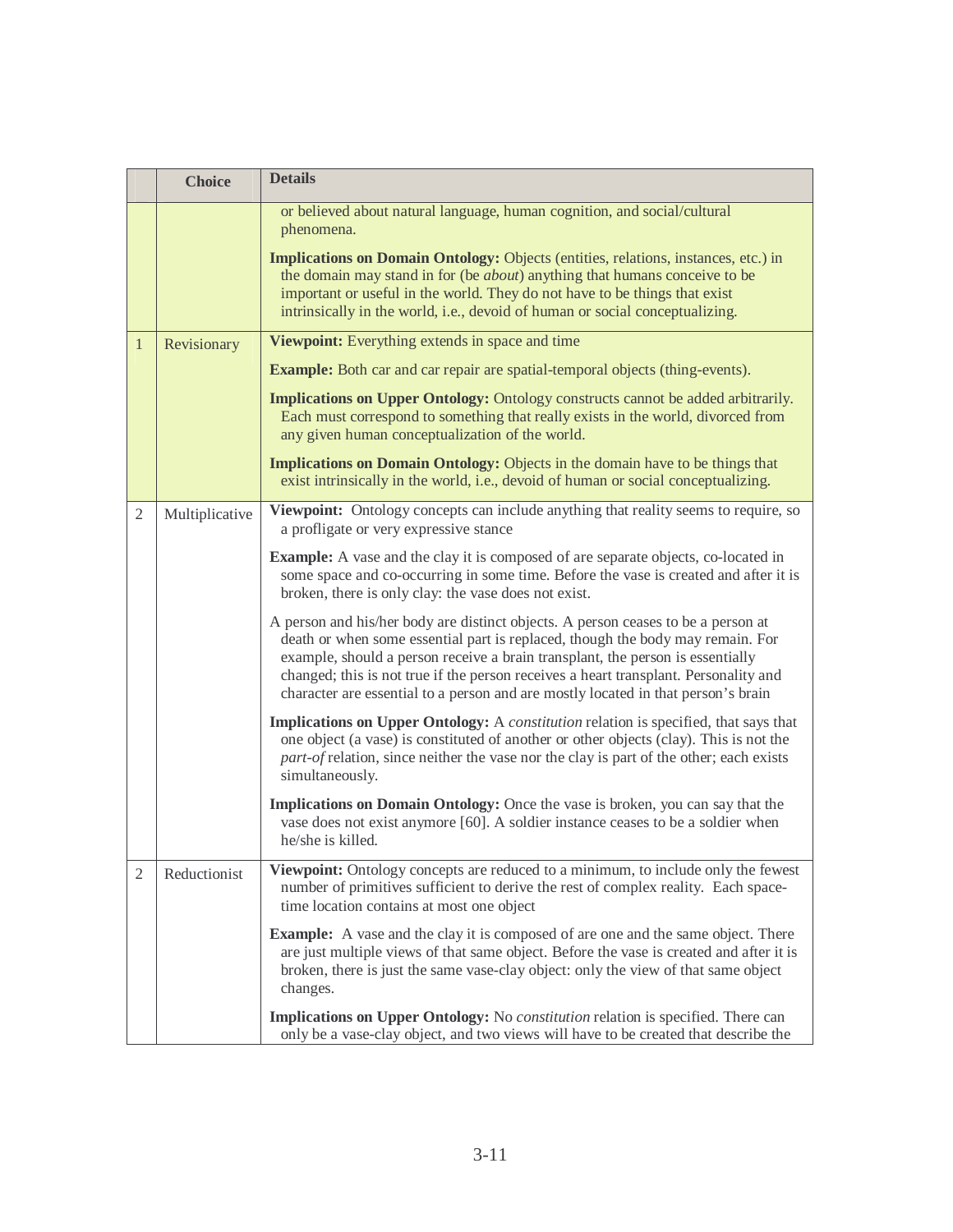|  | Choice | Details |
|---|---|---|
|  |  | or believed about natural language, human cognition, and social/cultural phenomena.<br><br>**Implications on Domain Ontology:** Objects (entities, relations, instances, etc.) in the domain may stand in for (be *about*) anything that humans conceive to be important or useful in the world. They do not have to be things that exist intrinsically in the world, i.e., devoid of human or social conceptualizing. |
| 1 | Revisionary | **Viewpoint:** Everything extends in space and time<br><br>**Example:** Both car and car repair are spatial-temporal objects (thing-events).<br><br>**Implications on Upper Ontology:** Ontology constructs cannot be added arbitrarily. Each must correspond to something that really exists in the world, divorced from any given human conceptualization of the world.<br><br>**Implications on Domain Ontology:** Objects in the domain have to be things that exist intrinsically in the world, i.e., devoid of human or social conceptualizing. |
| 2 | Multiplicative | **Viewpoint:** Ontology concepts can include anything that reality seems to require, so a profligate or very expressive stance<br><br>**Example:** A vase and the clay it is composed of are separate objects, co-located in some space and co-occurring in some time. Before the vase is created and after it is broken, there is only clay: the vase does not exist.<br><br>A person and his/her body are distinct objects. A person ceases to be a person at death or when some essential part is replaced, though the body may remain. For example, should a person receive a brain transplant, the person is essentially changed; this is not true if the person receives a heart transplant. Personality and character are essential to a person and are mostly located in that person's brain<br><br>**Implications on Upper Ontology:** A *constitution* relation is specified, that says that one object (a vase) is constituted of another or other objects (clay). This is not the *part-of* relation, since neither the vase nor the clay is part of the other; each exists simultaneously.<br><br>**Implications on Domain Ontology:** Once the vase is broken, you can say that the vase does not exist anymore [60]. A soldier instance ceases to be a soldier when he/she is killed. |
| 2 | Reductionist | **Viewpoint:** Ontology concepts are reduced to a minimum, to include only the fewest number of primitives sufficient to derive the rest of complex reality. Each space-time location contains at most one object<br><br>**Example:** A vase and the clay it is composed of are one and the same object. There are just multiple views of that same object. Before the vase is created and after it is broken, there is just the same vase-clay object: only the view of that same object changes.<br><br>**Implications on Upper Ontology:** No *constitution* relation is specified. There can only be a vase-clay object, and two views will have to be created that describe the |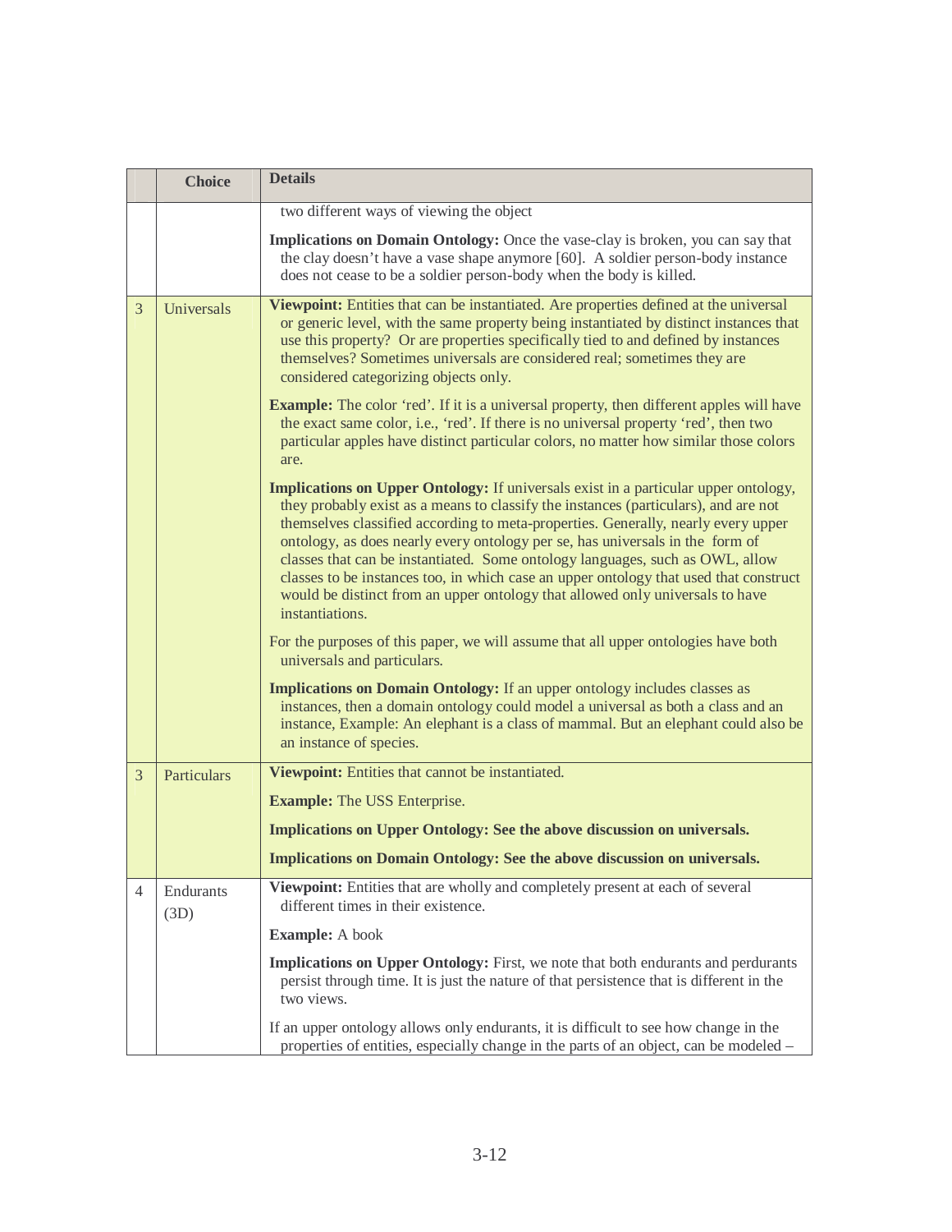|  | Choice | Details |
|---|---|---|
|  |  | two different ways of viewing the object<br><br>**Implications on Domain Ontology:** Once the vase-clay is broken, you can say that the clay doesn't have a vase shape anymore [60]. A soldier person-body instance does not cease to be a soldier person-body when the body is killed. |
| 3 | Universals | **Viewpoint:** Entities that can be instantiated. Are properties defined at the universal or generic level, with the same property being instantiated by distinct instances that use this property? Or are properties specifically tied to and defined by instances themselves? Sometimes universals are considered real; sometimes they are considered categorizing objects only.<br><br>**Example:** The color 'red'. If it is a universal property, then different apples will have the exact same color, i.e., 'red'. If there is no universal property 'red', then two particular apples have distinct particular colors, no matter how similar those colors are.<br><br>**Implications on Upper Ontology:** If universals exist in a particular upper ontology, they probably exist as a means to classify the instances (particulars), and are not themselves classified according to meta-properties. Generally, nearly every upper ontology, as does nearly every ontology per se, has universals in the form of classes that can be instantiated. Some ontology languages, such as OWL, allow classes to be instances too, in which case an upper ontology that used that construct would be distinct from an upper ontology that allowed only universals to have instantiations.<br><br>For the purposes of this paper, we will assume that all upper ontologies have both universals and particulars.<br><br>**Implications on Domain Ontology:** If an upper ontology includes classes as instances, then a domain ontology could model a universal as both a class and an instance, Example: An elephant is a class of mammal. But an elephant could also be an instance of species. |
| 3 | Particulars | **Viewpoint:** Entities that cannot be instantiated.<br><br>**Example:** The USS Enterprise.<br><br>**Implications on Upper Ontology: See the above discussion on universals.**<br><br>**Implications on Domain Ontology: See the above discussion on universals.** |
| 4 | Endurants (3D) | **Viewpoint:** Entities that are wholly and completely present at each of several different times in their existence.<br><br>**Example:** A book<br><br>**Implications on Upper Ontology:** First, we note that both endurants and perdurants persist through time. It is just the nature of that persistence that is different in the two views.<br><br>If an upper ontology allows only endurants, it is difficult to see how change in the properties of entities, especially change in the parts of an object, can be modeled – |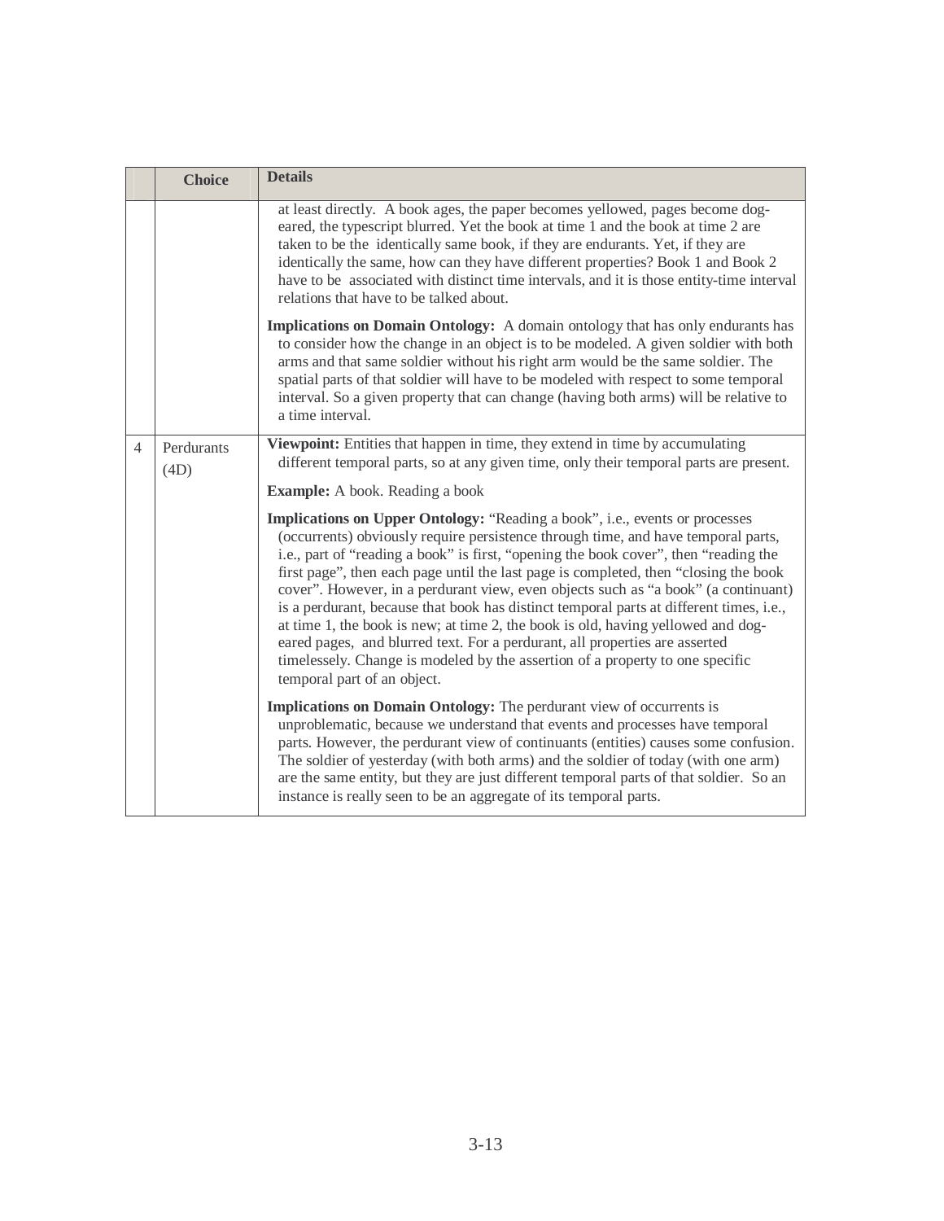| | Choice | Details |
|---|---|---|
| | | at least directly. A book ages, the paper becomes yellowed, pages become dog-eared, the typescript blurred. Yet the book at time 1 and the book at time 2 are taken to be the identically same book, if they are endurants. Yet, if they are identically the same, how can they have different properties? Book 1 and Book 2 have to be associated with distinct time intervals, and it is those entity-time interval relations that have to be talked about.<br><br>**Implications on Domain Ontology:** A domain ontology that has only endurants has to consider how the change in an object is to be modeled. A given soldier with both arms and that same soldier without his right arm would be the same soldier. The spatial parts of that soldier will have to be modeled with respect to some temporal interval. So a given property that can change (having both arms) will be relative to a time interval. |
| 4 | Perdurants (4D) | **Viewpoint:** Entities that happen in time, they extend in time by accumulating different temporal parts, so at any given time, only their temporal parts are present.<br><br>**Example:** A book. Reading a book<br><br>**Implications on Upper Ontology:** "Reading a book", i.e., events or processes (occurrents) obviously require persistence through time, and have temporal parts, i.e., part of "reading a book" is first, "opening the book cover", then "reading the first page", then each page until the last page is completed, then "closing the book cover". However, in a perdurant view, even objects such as "a book" (a continuant) is a perdurant, because that book has distinct temporal parts at different times, i.e., at time 1, the book is new; at time 2, the book is old, having yellowed and dog-eared pages, and blurred text. For a perdurant, all properties are asserted timelessly. Change is modeled by the assertion of a property to one specific temporal part of an object.<br><br>**Implications on Domain Ontology:** The perdurant view of occurrents is unproblematic, because we understand that events and processes have temporal parts. However, the perdurant view of continuants (entities) causes some confusion. The soldier of yesterday (with both arms) and the soldier of today (with one arm) are the same entity, but they are just different temporal parts of that soldier. So an instance is really seen to be an aggregate of its temporal parts. |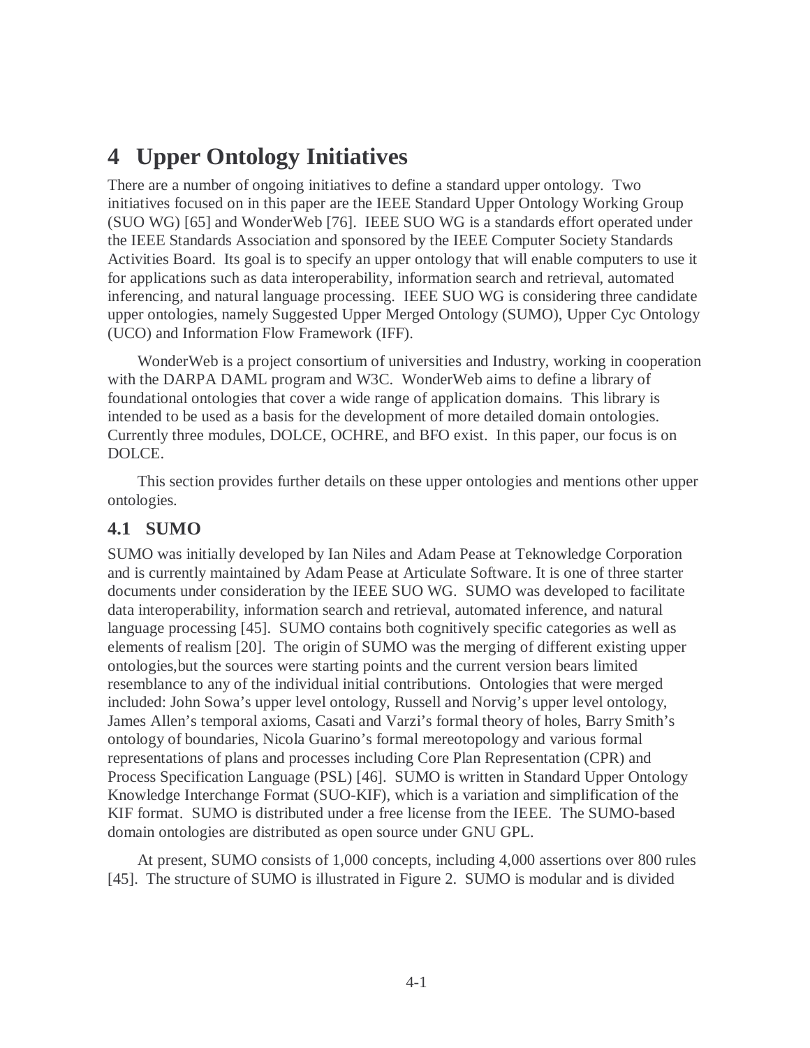# 4 Upper Ontology Initiatives

There are a number of ongoing initiatives to define a standard upper ontology. Two initiatives focused on in this paper are the IEEE Standard Upper Ontology Working Group (SUO WG) [65] and WonderWeb [76]. IEEE SUO WG is a standards effort operated under the IEEE Standards Association and sponsored by the IEEE Computer Society Standards Activities Board. Its goal is to specify an upper ontology that will enable computers to use it for applications such as data interoperability, information search and retrieval, automated inferencing, and natural language processing. IEEE SUO WG is considering three candidate upper ontologies, namely Suggested Upper Merged Ontology (SUMO), Upper Cyc Ontology (UCO) and Information Flow Framework (IFF).

WonderWeb is a project consortium of universities and Industry, working in cooperation with the DARPA DAML program and W3C. WonderWeb aims to define a library of foundational ontologies that cover a wide range of application domains. This library is intended to be used as a basis for the development of more detailed domain ontologies. Currently three modules, DOLCE, OCHRE, and BFO exist. In this paper, our focus is on DOLCE.

This section provides further details on these upper ontologies and mentions other upper ontologies.

## 4.1 SUMO

SUMO was initially developed by Ian Niles and Adam Pease at Teknowledge Corporation and is currently maintained by Adam Pease at Articulate Software. It is one of three starter documents under consideration by the IEEE SUO WG. SUMO was developed to facilitate data interoperability, information search and retrieval, automated inference, and natural language processing [45]. SUMO contains both cognitively specific categories as well as elements of realism [20]. The origin of SUMO was the merging of different existing upper ontologies,but the sources were starting points and the current version bears limited resemblance to any of the individual initial contributions. Ontologies that were merged included: John Sowa's upper level ontology, Russell and Norvig's upper level ontology, James Allen's temporal axioms, Casati and Varzi's formal theory of holes, Barry Smith's ontology of boundaries, Nicola Guarino's formal mereotopology and various formal representations of plans and processes including Core Plan Representation (CPR) and Process Specification Language (PSL) [46]. SUMO is written in Standard Upper Ontology Knowledge Interchange Format (SUO-KIF), which is a variation and simplification of the KIF format. SUMO is distributed under a free license from the IEEE. The SUMO-based domain ontologies are distributed as open source under GNU GPL.

At present, SUMO consists of 1,000 concepts, including 4,000 assertions over 800 rules [45]. The structure of SUMO is illustrated in Figure 2. SUMO is modular and is divided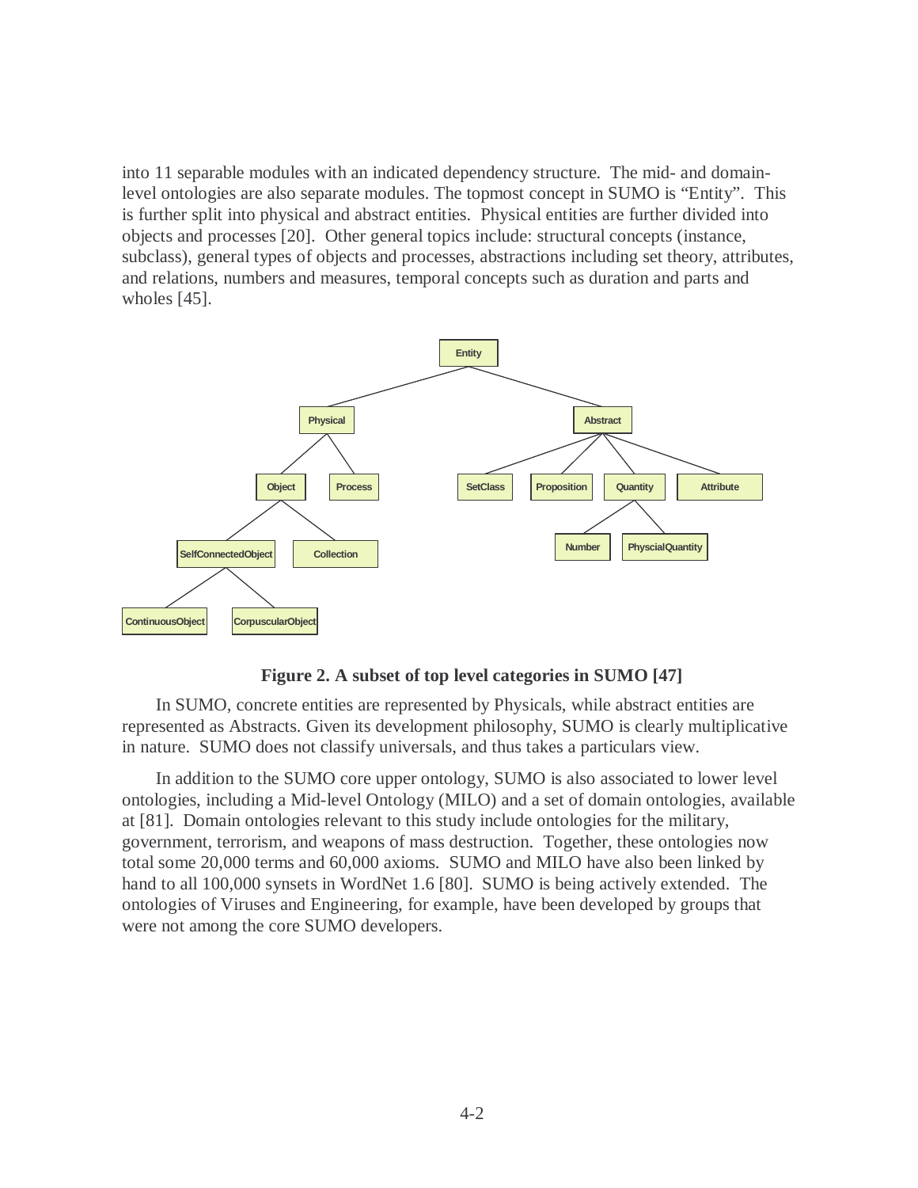into 11 separable modules with an indicated dependency structure. The mid- and domain-level ontologies are also separate modules. The topmost concept in SUMO is "Entity". This is further split into physical and abstract entities. Physical entities are further divided into objects and processes [20]. Other general topics include: structural concepts (instance, subclass), general types of objects and processes, abstractions including set theory, attributes, and relations, numbers and measures, temporal concepts such as duration and parts and wholes [45].

**Figure 2. A subset of top level categories in SUMO [47]**

In SUMO, concrete entities are represented by Physicals, while abstract entities are represented as Abstracts. Given its development philosophy, SUMO is clearly multiplicative in nature. SUMO does not classify universals, and thus takes a particulars view.

In addition to the SUMO core upper ontology, SUMO is also associated to lower level ontologies, including a Mid-level Ontology (MILO) and a set of domain ontologies, available at [81]. Domain ontologies relevant to this study include ontologies for the military, government, terrorism, and weapons of mass destruction. Together, these ontologies now total some 20,000 terms and 60,000 axioms. SUMO and MILO have also been linked by hand to all 100,000 synsets in WordNet 1.6 [80]. SUMO is being actively extended. The ontologies of Viruses and Engineering, for example, have been developed by groups that were not among the core SUMO developers.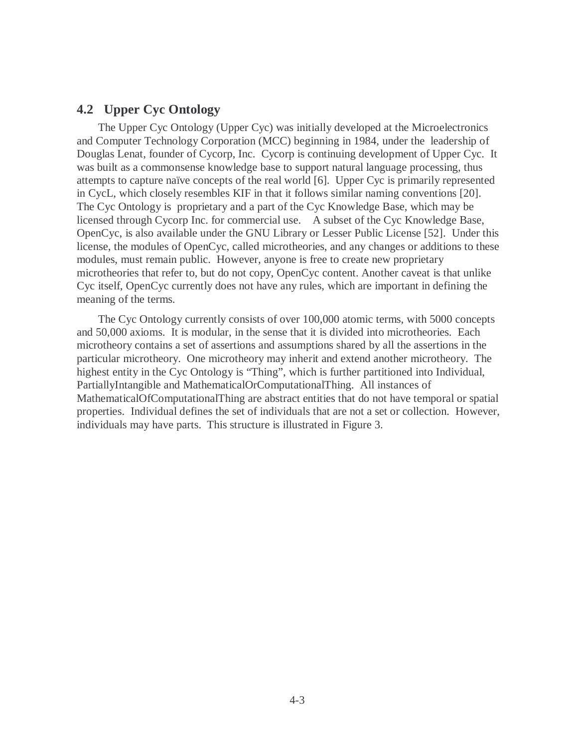## 4.2 Upper Cyc Ontology

The Upper Cyc Ontology (Upper Cyc) was initially developed at the Microelectronics and Computer Technology Corporation (MCC) beginning in 1984, under the leadership of Douglas Lenat, founder of Cycorp, Inc. Cycorp is continuing development of Upper Cyc. It was built as a commonsense knowledge base to support natural language processing, thus attempts to capture naïve concepts of the real world [6]. Upper Cyc is primarily represented in CycL, which closely resembles KIF in that it follows similar naming conventions [20]. The Cyc Ontology is proprietary and a part of the Cyc Knowledge Base, which may be licensed through Cycorp Inc. for commercial use. A subset of the Cyc Knowledge Base, OpenCyc, is also available under the GNU Library or Lesser Public License [52]. Under this license, the modules of OpenCyc, called microtheories, and any changes or additions to these modules, must remain public. However, anyone is free to create new proprietary microtheories that refer to, but do not copy, OpenCyc content. Another caveat is that unlike Cyc itself, OpenCyc currently does not have any rules, which are important in defining the meaning of the terms.

The Cyc Ontology currently consists of over 100,000 atomic terms, with 5000 concepts and 50,000 axioms. It is modular, in the sense that it is divided into microtheories. Each microtheory contains a set of assertions and assumptions shared by all the assertions in the particular microtheory. One microtheory may inherit and extend another microtheory. The highest entity in the Cyc Ontology is "Thing", which is further partitioned into Individual, PartiallyIntangible and MathematicalOrComputationalThing. All instances of MathematicalOfComputationalThing are abstract entities that do not have temporal or spatial properties. Individual defines the set of individuals that are not a set or collection. However, individuals may have parts. This structure is illustrated in Figure 3.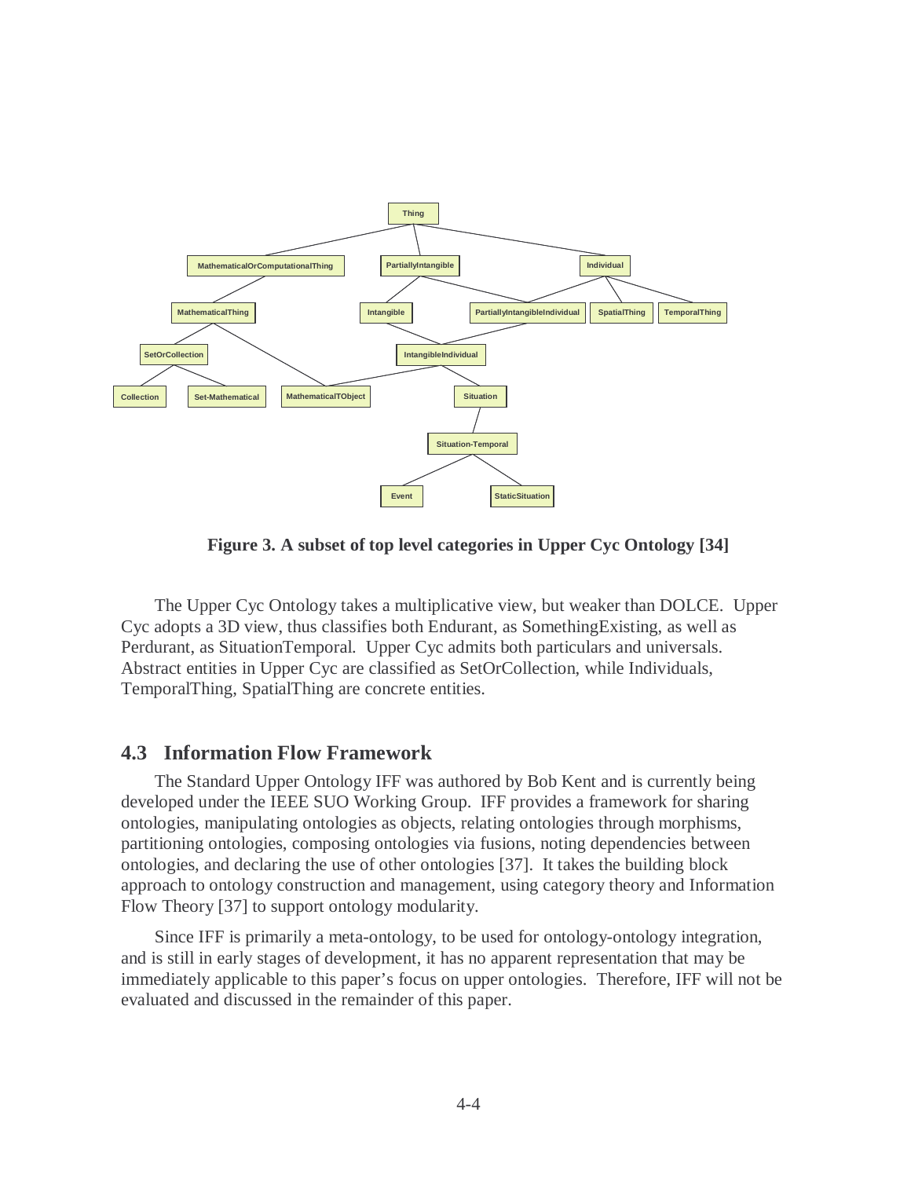**Figure 3. A subset of top level categories in Upper Cyc Ontology [34]**

The Upper Cyc Ontology takes a multiplicative view, but weaker than DOLCE. Upper Cyc adopts a 3D view, thus classifies both Endurant, as SomethingExisting, as well as Perdurant, as SituationTemporal. Upper Cyc admits both particulars and universals. Abstract entities in Upper Cyc are classified as SetOrCollection, while Individuals, TemporalThing, SpatialThing are concrete entities.

## 4.3 Information Flow Framework

The Standard Upper Ontology IFF was authored by Bob Kent and is currently being developed under the IEEE SUO Working Group. IFF provides a framework for sharing ontologies, manipulating ontologies as objects, relating ontologies through morphisms, partitioning ontologies, composing ontologies via fusions, noting dependencies between ontologies, and declaring the use of other ontologies [37]. It takes the building block approach to ontology construction and management, using category theory and Information Flow Theory [37] to support ontology modularity.

Since IFF is primarily a meta-ontology, to be used for ontology-ontology integration, and is still in early stages of development, it has no apparent representation that may be immediately applicable to this paper's focus on upper ontologies. Therefore, IFF will not be evaluated and discussed in the remainder of this paper.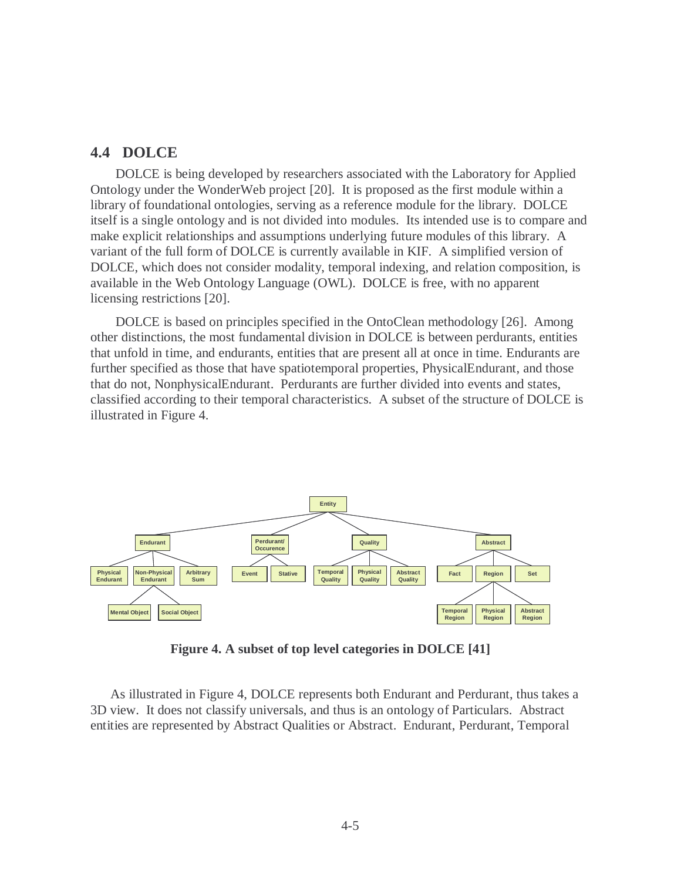## 4.4 DOLCE

DOLCE is being developed by researchers associated with the Laboratory for Applied Ontology under the WonderWeb project [20]. It is proposed as the first module within a library of foundational ontologies, serving as a reference module for the library. DOLCE itself is a single ontology and is not divided into modules. Its intended use is to compare and make explicit relationships and assumptions underlying future modules of this library. A variant of the full form of DOLCE is currently available in KIF. A simplified version of DOLCE, which does not consider modality, temporal indexing, and relation composition, is available in the Web Ontology Language (OWL). DOLCE is free, with no apparent licensing restrictions [20].

DOLCE is based on principles specified in the OntoClean methodology [26]. Among other distinctions, the most fundamental division in DOLCE is between perdurants, entities that unfold in time, and endurants, entities that are present all at once in time. Endurants are further specified as those that have spatiotemporal properties, PhysicalEndurant, and those that do not, NonphysicalEndurant. Perdurants are further divided into events and states, classified according to their temporal characteristics. A subset of the structure of DOLCE is illustrated in Figure 4.

- Entity
  - Endurant
    - Physical Endurant
    - Non-Physical Endurant
      - Mental Object
      - Social Object
    - Arbitrary Sum
  - Perdurant/ Occurence
    - Event
    - Stative
  - Quality
    - Temporal Quality
    - Physical Quality
    - Abstract Quality
  - Abstract
    - Fact
    - Region
      - Temporal Region
      - Physical Region
      - Abstract Region
    - Set

**Figure 4. A subset of top level categories in DOLCE [41]**

As illustrated in Figure 4, DOLCE represents both Endurant and Perdurant, thus takes a 3D view. It does not classify universals, and thus is an ontology of Particulars. Abstract entities are represented by Abstract Qualities or Abstract. Endurant, Perdurant, Temporal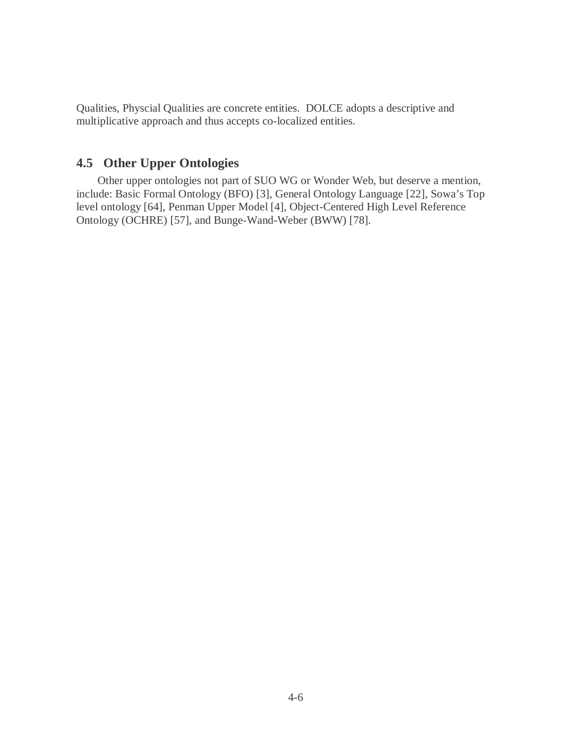Qualities, Physcial Qualities are concrete entities. DOLCE adopts a descriptive and multiplicative approach and thus accepts co-localized entities.

## 4.5 Other Upper Ontologies

Other upper ontologies not part of SUO WG or Wonder Web, but deserve a mention, include: Basic Formal Ontology (BFO) [3], General Ontology Language [22], Sowa's Top level ontology [64], Penman Upper Model [4], Object-Centered High Level Reference Ontology (OCHRE) [57], and Bunge-Wand-Weber (BWW) [78].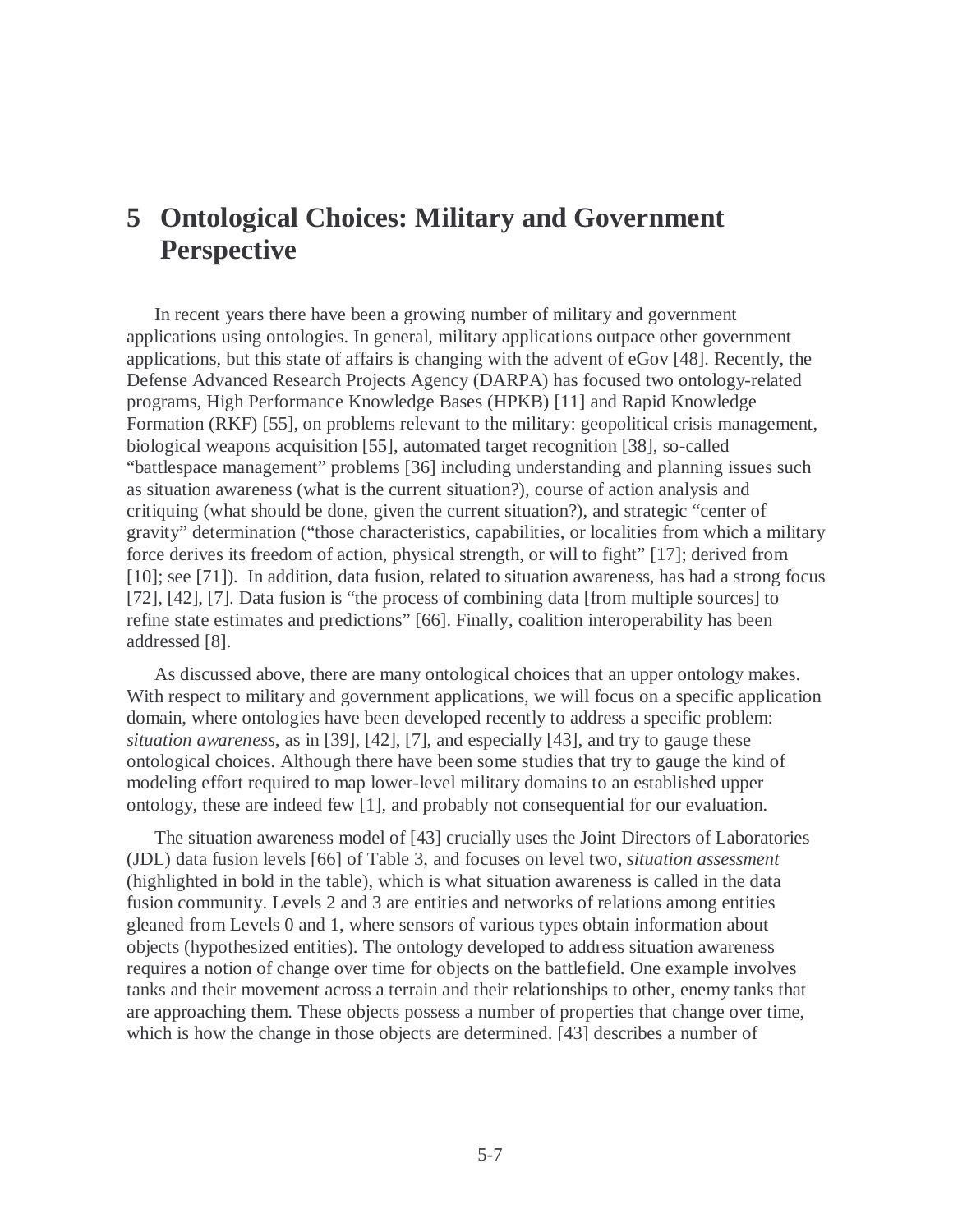# 5 Ontological Choices: Military and Government Perspective

In recent years there have been a growing number of military and government applications using ontologies. In general, military applications outpace other government applications, but this state of affairs is changing with the advent of eGov [48]. Recently, the Defense Advanced Research Projects Agency (DARPA) has focused two ontology-related programs, High Performance Knowledge Bases (HPKB) [11] and Rapid Knowledge Formation (RKF) [55], on problems relevant to the military: geopolitical crisis management, biological weapons acquisition [55], automated target recognition [38], so-called "battlespace management" problems [36] including understanding and planning issues such as situation awareness (what is the current situation?), course of action analysis and critiquing (what should be done, given the current situation?), and strategic "center of gravity" determination ("those characteristics, capabilities, or localities from which a military force derives its freedom of action, physical strength, or will to fight" [17]; derived from [10]; see [71]). In addition, data fusion, related to situation awareness, has had a strong focus [72], [42], [7]. Data fusion is "the process of combining data [from multiple sources] to refine state estimates and predictions" [66]. Finally, coalition interoperability has been addressed [8].

As discussed above, there are many ontological choices that an upper ontology makes. With respect to military and government applications, we will focus on a specific application domain, where ontologies have been developed recently to address a specific problem: *situation awareness*, as in [39], [42], [7], and especially [43], and try to gauge these ontological choices. Although there have been some studies that try to gauge the kind of modeling effort required to map lower-level military domains to an established upper ontology, these are indeed few [1], and probably not consequential for our evaluation.

The situation awareness model of [43] crucially uses the Joint Directors of Laboratories (JDL) data fusion levels [66] of Table 3, and focuses on level two, *situation assessment* (highlighted in bold in the table), which is what situation awareness is called in the data fusion community. Levels 2 and 3 are entities and networks of relations among entities gleaned from Levels 0 and 1, where sensors of various types obtain information about objects (hypothesized entities). The ontology developed to address situation awareness requires a notion of change over time for objects on the battlefield. One example involves tanks and their movement across a terrain and their relationships to other, enemy tanks that are approaching them. These objects possess a number of properties that change over time, which is how the change in those objects are determined. [43] describes a number of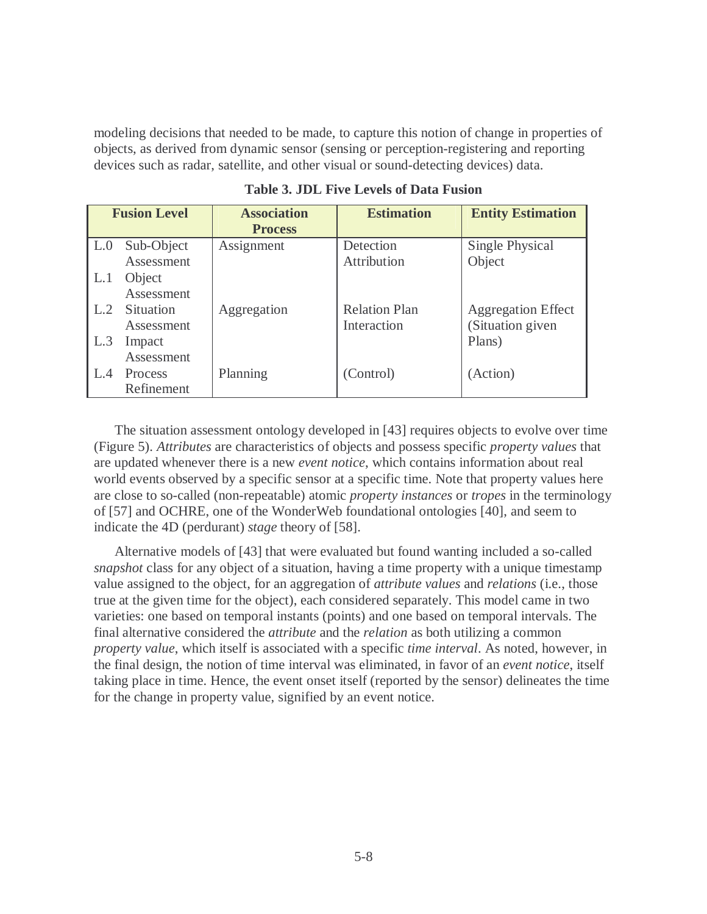modeling decisions that needed to be made, to capture this notion of change in properties of objects, as derived from dynamic sensor (sensing or perception-registering and reporting devices such as radar, satellite, and other visual or sound-detecting devices) data.

**Table 3. JDL Five Levels of Data Fusion**

| Fusion Level | Association Process | Estimation | Entity Estimation |
|---|---|---|---|
| L.0 Sub-Object Assessment<br>L.1 Object Assessment | Assignment | Detection Attribution | Single Physical Object |
| L.2 Situation Assessment<br>L.3 Impact Assessment | Aggregation | Relation Plan Interaction | Aggregation Effect (Situation given Plans) |
| L.4 Process Refinement | Planning | (Control) | (Action) |

The situation assessment ontology developed in [43] requires objects to evolve over time (Figure 5). *Attributes* are characteristics of objects and possess specific *property values* that are updated whenever there is a new *event notice*, which contains information about real world events observed by a specific sensor at a specific time. Note that property values here are close to so-called (non-repeatable) atomic *property instances* or *tropes* in the terminology of [57] and OCHRE, one of the WonderWeb foundational ontologies [40], and seem to indicate the 4D (perdurant) *stage* theory of [58].

Alternative models of [43] that were evaluated but found wanting included a so-called *snapshot* class for any object of a situation, having a time property with a unique timestamp value assigned to the object, for an aggregation of *attribute values* and *relations* (i.e., those true at the given time for the object), each considered separately. This model came in two varieties: one based on temporal instants (points) and one based on temporal intervals. The final alternative considered the *attribute* and the *relation* as both utilizing a common *property value*, which itself is associated with a specific *time interval*. As noted, however, in the final design, the notion of time interval was eliminated, in favor of an *event notice*, itself taking place in time. Hence, the event onset itself (reported by the sensor) delineates the time for the change in property value, signified by an event notice.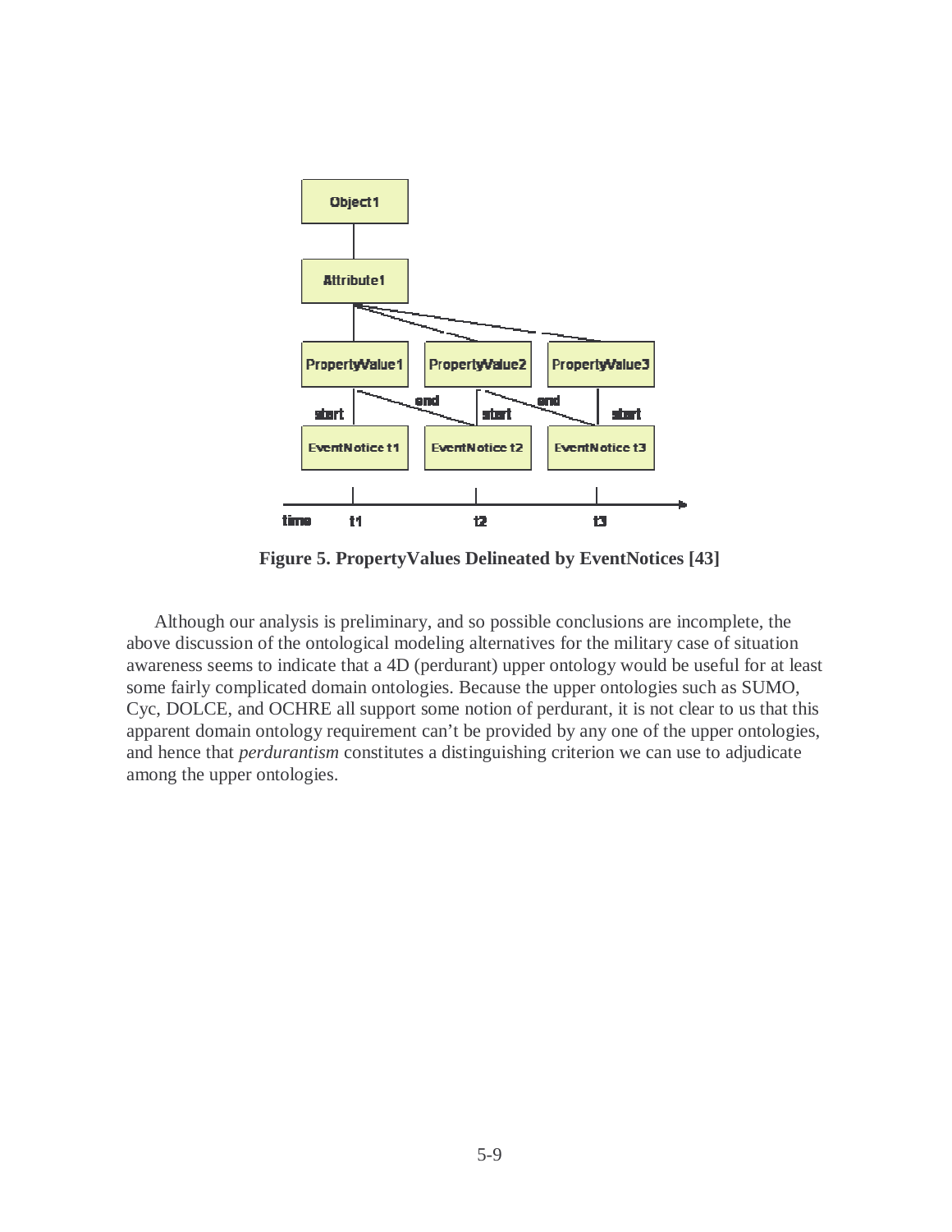**Figure 5. PropertyValues Delineated by EventNotices [43]**

Although our analysis is preliminary, and so possible conclusions are incomplete, the above discussion of the ontological modeling alternatives for the military case of situation awareness seems to indicate that a 4D (perdurant) upper ontology would be useful for at least some fairly complicated domain ontologies. Because the upper ontologies such as SUMO, Cyc, DOLCE, and OCHRE all support some notion of perdurant, it is not clear to us that this apparent domain ontology requirement can't be provided by any one of the upper ontologies, and hence that *perdurantism* constitutes a distinguishing criterion we can use to adjudicate among the upper ontologies.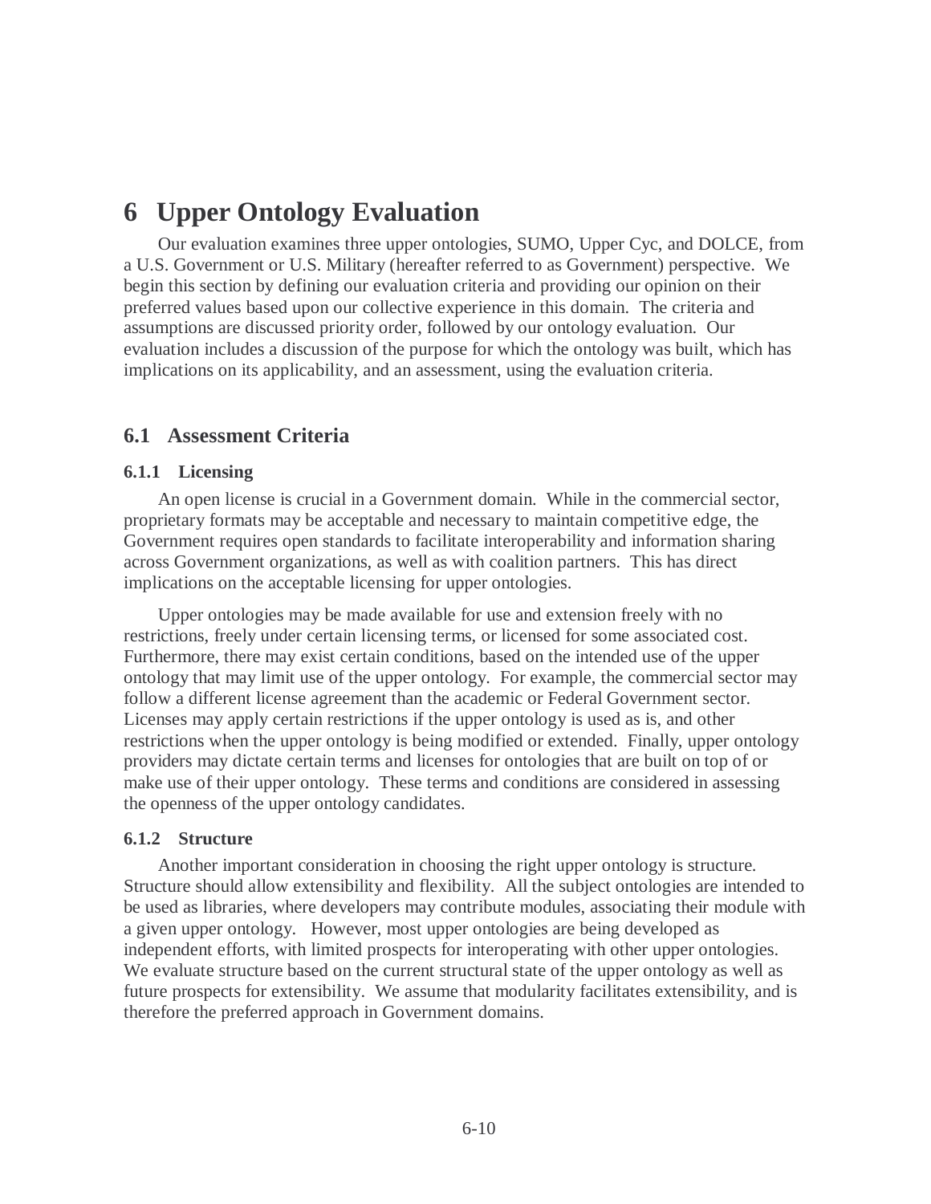# 6 Upper Ontology Evaluation

Our evaluation examines three upper ontologies, SUMO, Upper Cyc, and DOLCE, from a U.S. Government or U.S. Military (hereafter referred to as Government) perspective. We begin this section by defining our evaluation criteria and providing our opinion on their preferred values based upon our collective experience in this domain. The criteria and assumptions are discussed priority order, followed by our ontology evaluation. Our evaluation includes a discussion of the purpose for which the ontology was built, which has implications on its applicability, and an assessment, using the evaluation criteria.

## 6.1 Assessment Criteria

### 6.1.1 Licensing

An open license is crucial in a Government domain. While in the commercial sector, proprietary formats may be acceptable and necessary to maintain competitive edge, the Government requires open standards to facilitate interoperability and information sharing across Government organizations, as well as with coalition partners. This has direct implications on the acceptable licensing for upper ontologies.

Upper ontologies may be made available for use and extension freely with no restrictions, freely under certain licensing terms, or licensed for some associated cost. Furthermore, there may exist certain conditions, based on the intended use of the upper ontology that may limit use of the upper ontology. For example, the commercial sector may follow a different license agreement than the academic or Federal Government sector. Licenses may apply certain restrictions if the upper ontology is used as is, and other restrictions when the upper ontology is being modified or extended. Finally, upper ontology providers may dictate certain terms and licenses for ontologies that are built on top of or make use of their upper ontology. These terms and conditions are considered in assessing the openness of the upper ontology candidates.

### 6.1.2 Structure

Another important consideration in choosing the right upper ontology is structure. Structure should allow extensibility and flexibility. All the subject ontologies are intended to be used as libraries, where developers may contribute modules, associating their module with a given upper ontology. However, most upper ontologies are being developed as independent efforts, with limited prospects for interoperating with other upper ontologies. We evaluate structure based on the current structural state of the upper ontology as well as future prospects for extensibility. We assume that modularity facilitates extensibility, and is therefore the preferred approach in Government domains.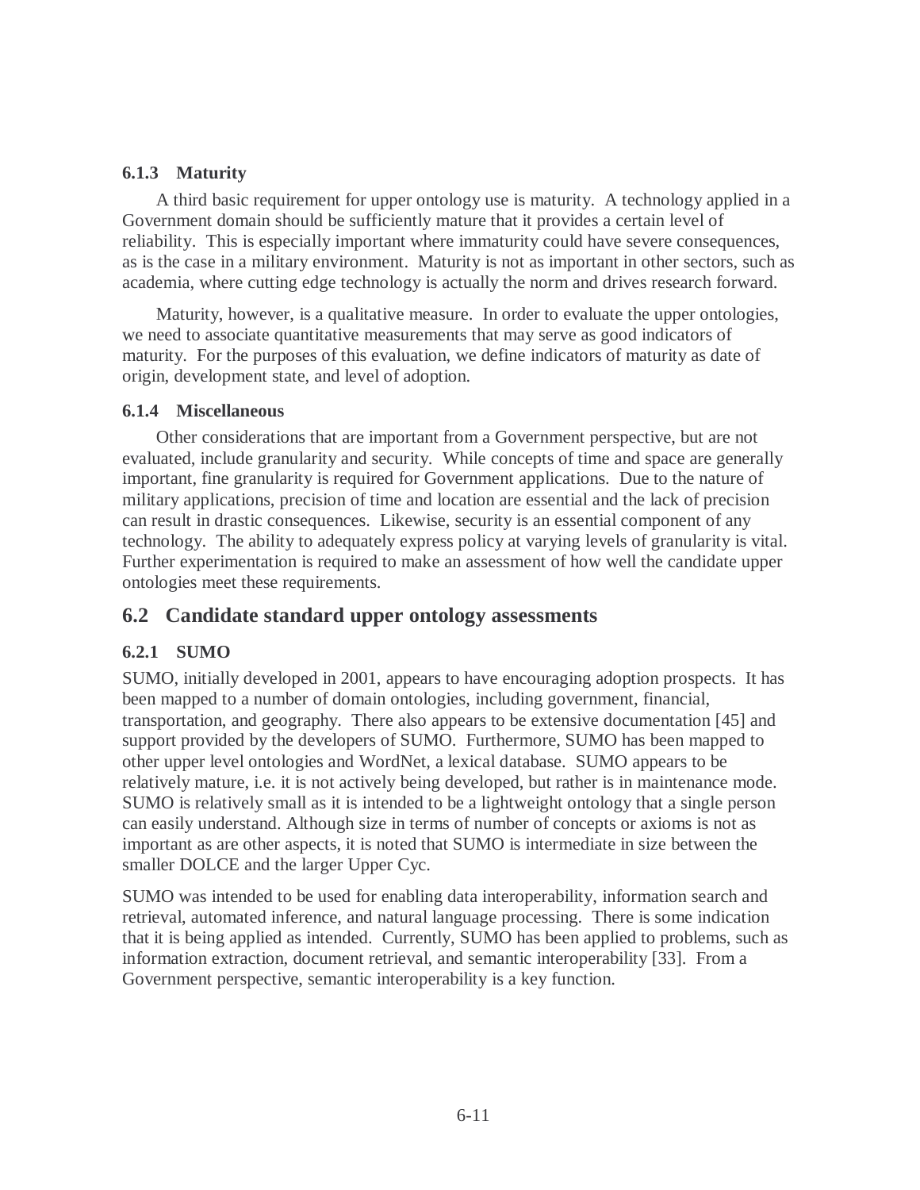### 6.1.3 Maturity

A third basic requirement for upper ontology use is maturity. A technology applied in a Government domain should be sufficiently mature that it provides a certain level of reliability. This is especially important where immaturity could have severe consequences, as is the case in a military environment. Maturity is not as important in other sectors, such as academia, where cutting edge technology is actually the norm and drives research forward.

Maturity, however, is a qualitative measure. In order to evaluate the upper ontologies, we need to associate quantitative measurements that may serve as good indicators of maturity. For the purposes of this evaluation, we define indicators of maturity as date of origin, development state, and level of adoption.

### 6.1.4 Miscellaneous

Other considerations that are important from a Government perspective, but are not evaluated, include granularity and security. While concepts of time and space are generally important, fine granularity is required for Government applications. Due to the nature of military applications, precision of time and location are essential and the lack of precision can result in drastic consequences. Likewise, security is an essential component of any technology. The ability to adequately express policy at varying levels of granularity is vital. Further experimentation is required to make an assessment of how well the candidate upper ontologies meet these requirements.

## 6.2 Candidate standard upper ontology assessments

### 6.2.1 SUMO

SUMO, initially developed in 2001, appears to have encouraging adoption prospects. It has been mapped to a number of domain ontologies, including government, financial, transportation, and geography. There also appears to be extensive documentation [45] and support provided by the developers of SUMO. Furthermore, SUMO has been mapped to other upper level ontologies and WordNet, a lexical database. SUMO appears to be relatively mature, i.e. it is not actively being developed, but rather is in maintenance mode. SUMO is relatively small as it is intended to be a lightweight ontology that a single person can easily understand. Although size in terms of number of concepts or axioms is not as important as are other aspects, it is noted that SUMO is intermediate in size between the smaller DOLCE and the larger Upper Cyc.

SUMO was intended to be used for enabling data interoperability, information search and retrieval, automated inference, and natural language processing. There is some indication that it is being applied as intended. Currently, SUMO has been applied to problems, such as information extraction, document retrieval, and semantic interoperability [33]. From a Government perspective, semantic interoperability is a key function.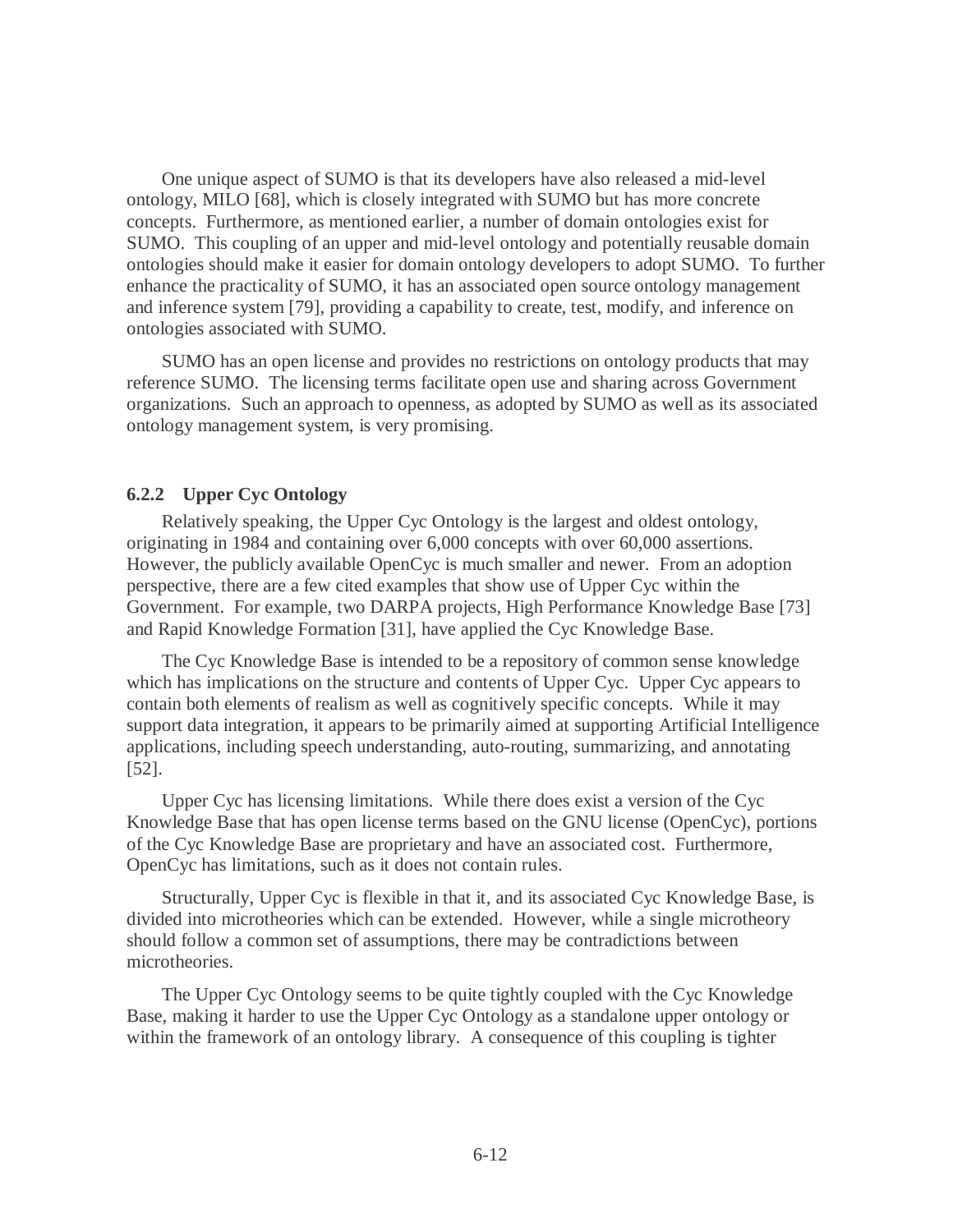One unique aspect of SUMO is that its developers have also released a mid-level ontology, MILO [68], which is closely integrated with SUMO but has more concrete concepts. Furthermore, as mentioned earlier, a number of domain ontologies exist for SUMO. This coupling of an upper and mid-level ontology and potentially reusable domain ontologies should make it easier for domain ontology developers to adopt SUMO. To further enhance the practicality of SUMO, it has an associated open source ontology management and inference system [79], providing a capability to create, test, modify, and inference on ontologies associated with SUMO.

SUMO has an open license and provides no restrictions on ontology products that may reference SUMO. The licensing terms facilitate open use and sharing across Government organizations. Such an approach to openness, as adopted by SUMO as well as its associated ontology management system, is very promising.

### 6.2.2 Upper Cyc Ontology

Relatively speaking, the Upper Cyc Ontology is the largest and oldest ontology, originating in 1984 and containing over 6,000 concepts with over 60,000 assertions. However, the publicly available OpenCyc is much smaller and newer. From an adoption perspective, there are a few cited examples that show use of Upper Cyc within the Government. For example, two DARPA projects, High Performance Knowledge Base [73] and Rapid Knowledge Formation [31], have applied the Cyc Knowledge Base.

The Cyc Knowledge Base is intended to be a repository of common sense knowledge which has implications on the structure and contents of Upper Cyc. Upper Cyc appears to contain both elements of realism as well as cognitively specific concepts. While it may support data integration, it appears to be primarily aimed at supporting Artificial Intelligence applications, including speech understanding, auto-routing, summarizing, and annotating [52].

Upper Cyc has licensing limitations. While there does exist a version of the Cyc Knowledge Base that has open license terms based on the GNU license (OpenCyc), portions of the Cyc Knowledge Base are proprietary and have an associated cost. Furthermore, OpenCyc has limitations, such as it does not contain rules.

Structurally, Upper Cyc is flexible in that it, and its associated Cyc Knowledge Base, is divided into microtheories which can be extended. However, while a single microtheory should follow a common set of assumptions, there may be contradictions between microtheories.

The Upper Cyc Ontology seems to be quite tightly coupled with the Cyc Knowledge Base, making it harder to use the Upper Cyc Ontology as a standalone upper ontology or within the framework of an ontology library. A consequence of this coupling is tighter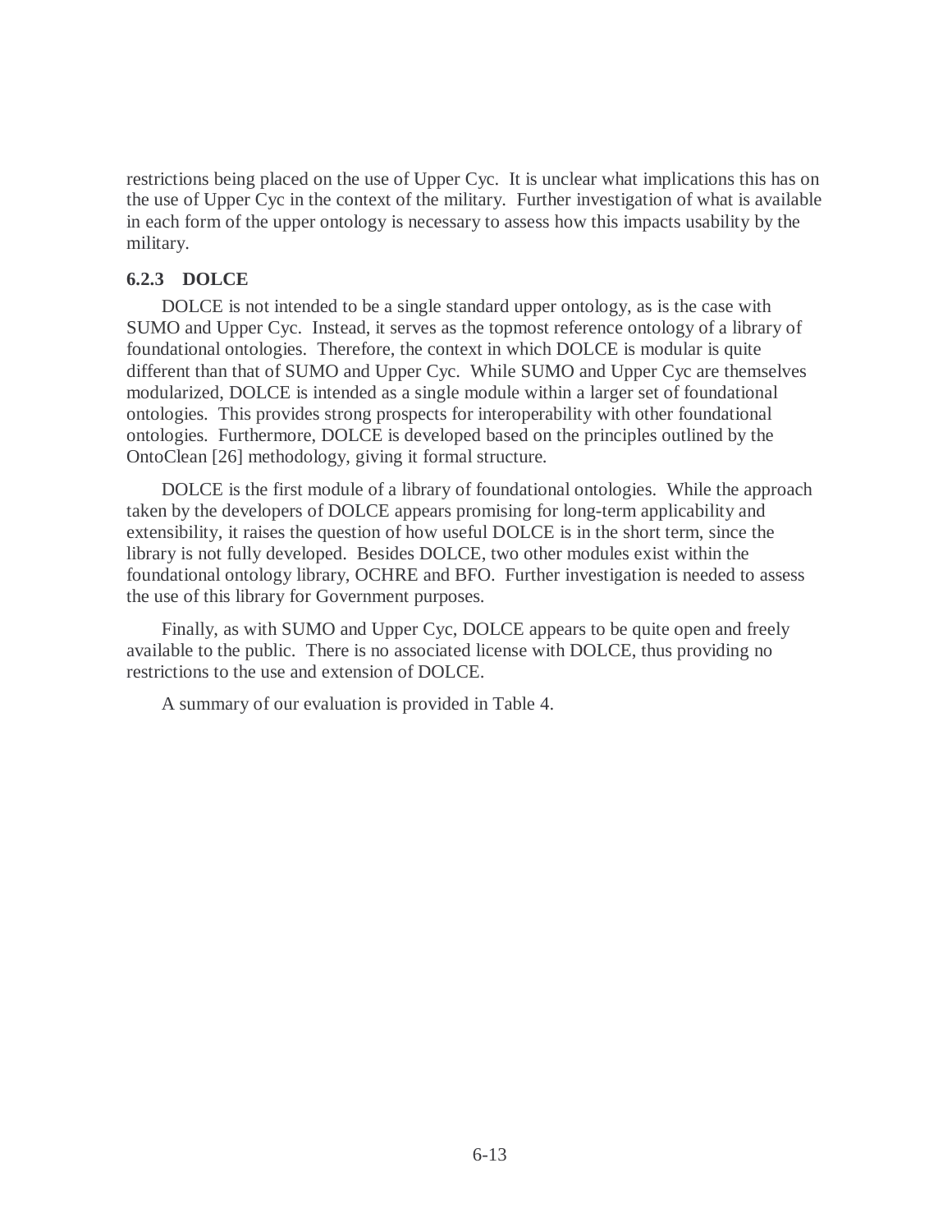restrictions being placed on the use of Upper Cyc. It is unclear what implications this has on the use of Upper Cyc in the context of the military. Further investigation of what is available in each form of the upper ontology is necessary to assess how this impacts usability by the military.

### 6.2.3 DOLCE

DOLCE is not intended to be a single standard upper ontology, as is the case with SUMO and Upper Cyc. Instead, it serves as the topmost reference ontology of a library of foundational ontologies. Therefore, the context in which DOLCE is modular is quite different than that of SUMO and Upper Cyc. While SUMO and Upper Cyc are themselves modularized, DOLCE is intended as a single module within a larger set of foundational ontologies. This provides strong prospects for interoperability with other foundational ontologies. Furthermore, DOLCE is developed based on the principles outlined by the OntoClean [26] methodology, giving it formal structure.

DOLCE is the first module of a library of foundational ontologies. While the approach taken by the developers of DOLCE appears promising for long-term applicability and extensibility, it raises the question of how useful DOLCE is in the short term, since the library is not fully developed. Besides DOLCE, two other modules exist within the foundational ontology library, OCHRE and BFO. Further investigation is needed to assess the use of this library for Government purposes.

Finally, as with SUMO and Upper Cyc, DOLCE appears to be quite open and freely available to the public. There is no associated license with DOLCE, thus providing no restrictions to the use and extension of DOLCE.

A summary of our evaluation is provided in Table 4.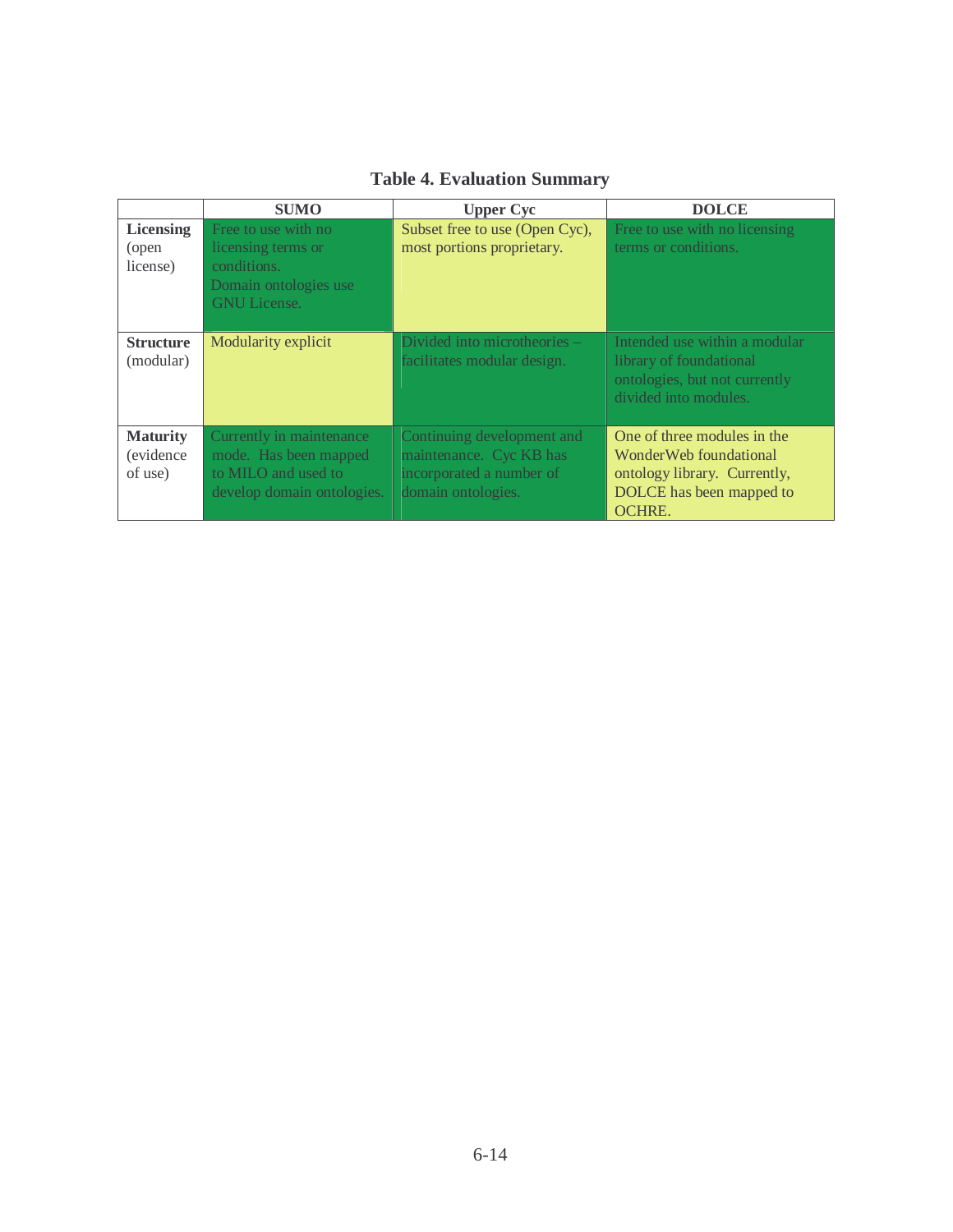**Table 4. Evaluation Summary**

| | SUMO | Upper Cyc | DOLCE |
|---|---|---|---|
| **Licensing** (open license) | Free to use with no licensing terms or conditions. Domain ontologies use GNU License. | Subset free to use (Open Cyc), most portions proprietary. | Free to use with no licensing terms or conditions. |
| **Structure** (modular) | Modularity explicit | Divided into microtheories – facilitates modular design. | Intended use within a modular library of foundational ontologies, but not currently divided into modules. |
| **Maturity** (evidence of use) | Currently in maintenance mode. Has been mapped to MILO and used to develop domain ontologies. | Continuing development and maintenance. Cyc KB has incorporated a number of domain ontologies. | One of three modules in the WonderWeb foundational ontology library. Currently, DOLCE has been mapped to OCHRE. |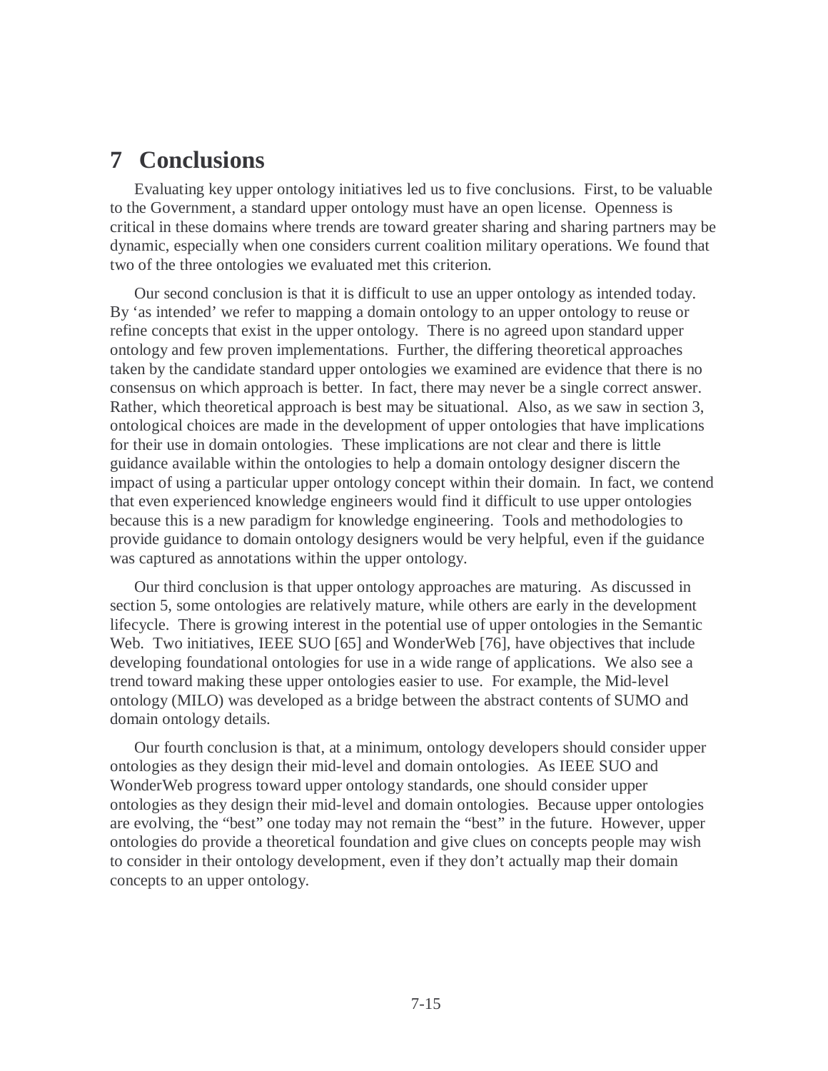# 7 Conclusions

Evaluating key upper ontology initiatives led us to five conclusions. First, to be valuable to the Government, a standard upper ontology must have an open license. Openness is critical in these domains where trends are toward greater sharing and sharing partners may be dynamic, especially when one considers current coalition military operations. We found that two of the three ontologies we evaluated met this criterion.

Our second conclusion is that it is difficult to use an upper ontology as intended today. By 'as intended' we refer to mapping a domain ontology to an upper ontology to reuse or refine concepts that exist in the upper ontology. There is no agreed upon standard upper ontology and few proven implementations. Further, the differing theoretical approaches taken by the candidate standard upper ontologies we examined are evidence that there is no consensus on which approach is better. In fact, there may never be a single correct answer. Rather, which theoretical approach is best may be situational. Also, as we saw in section 3, ontological choices are made in the development of upper ontologies that have implications for their use in domain ontologies. These implications are not clear and there is little guidance available within the ontologies to help a domain ontology designer discern the impact of using a particular upper ontology concept within their domain. In fact, we contend that even experienced knowledge engineers would find it difficult to use upper ontologies because this is a new paradigm for knowledge engineering. Tools and methodologies to provide guidance to domain ontology designers would be very helpful, even if the guidance was captured as annotations within the upper ontology.

Our third conclusion is that upper ontology approaches are maturing. As discussed in section 5, some ontologies are relatively mature, while others are early in the development lifecycle. There is growing interest in the potential use of upper ontologies in the Semantic Web. Two initiatives, IEEE SUO [65] and WonderWeb [76], have objectives that include developing foundational ontologies for use in a wide range of applications. We also see a trend toward making these upper ontologies easier to use. For example, the Mid-level ontology (MILO) was developed as a bridge between the abstract contents of SUMO and domain ontology details.

Our fourth conclusion is that, at a minimum, ontology developers should consider upper ontologies as they design their mid-level and domain ontologies. As IEEE SUO and WonderWeb progress toward upper ontology standards, one should consider upper ontologies as they design their mid-level and domain ontologies. Because upper ontologies are evolving, the "best" one today may not remain the "best" in the future. However, upper ontologies do provide a theoretical foundation and give clues on concepts people may wish to consider in their ontology development, even if they don't actually map their domain concepts to an upper ontology.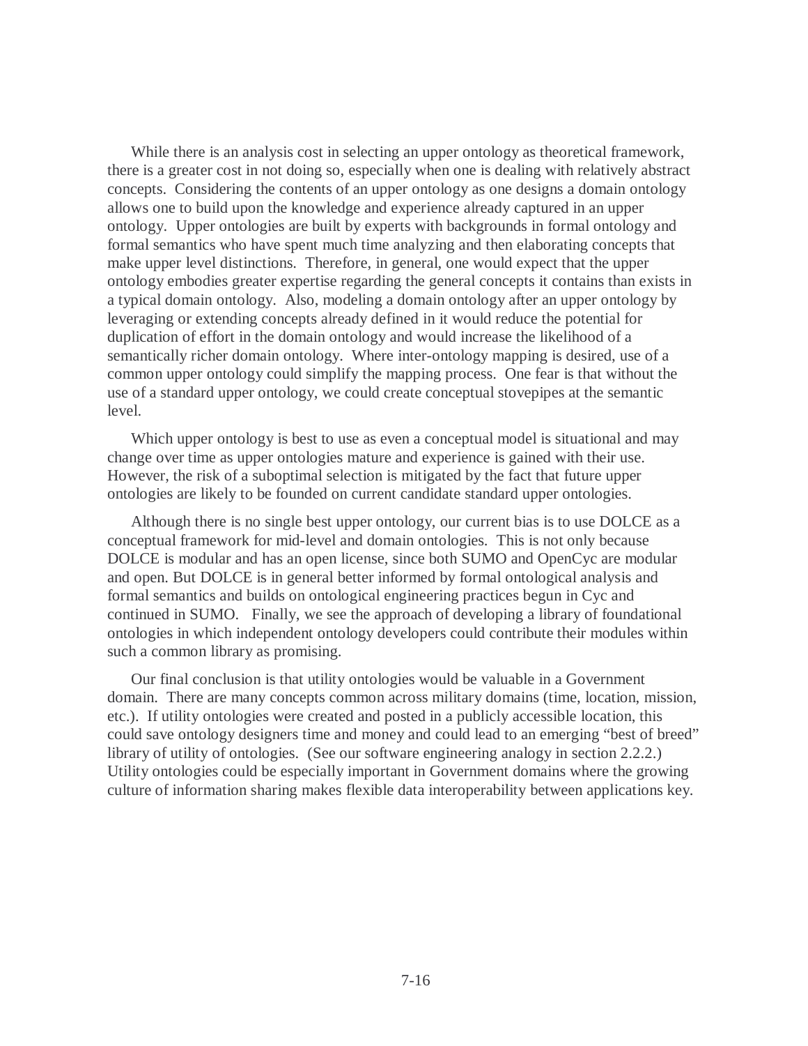While there is an analysis cost in selecting an upper ontology as theoretical framework, there is a greater cost in not doing so, especially when one is dealing with relatively abstract concepts. Considering the contents of an upper ontology as one designs a domain ontology allows one to build upon the knowledge and experience already captured in an upper ontology. Upper ontologies are built by experts with backgrounds in formal ontology and formal semantics who have spent much time analyzing and then elaborating concepts that make upper level distinctions. Therefore, in general, one would expect that the upper ontology embodies greater expertise regarding the general concepts it contains than exists in a typical domain ontology. Also, modeling a domain ontology after an upper ontology by leveraging or extending concepts already defined in it would reduce the potential for duplication of effort in the domain ontology and would increase the likelihood of a semantically richer domain ontology. Where inter-ontology mapping is desired, use of a common upper ontology could simplify the mapping process. One fear is that without the use of a standard upper ontology, we could create conceptual stovepipes at the semantic level.

Which upper ontology is best to use as even a conceptual model is situational and may change over time as upper ontologies mature and experience is gained with their use. However, the risk of a suboptimal selection is mitigated by the fact that future upper ontologies are likely to be founded on current candidate standard upper ontologies.

Although there is no single best upper ontology, our current bias is to use DOLCE as a conceptual framework for mid-level and domain ontologies. This is not only because DOLCE is modular and has an open license, since both SUMO and OpenCyc are modular and open. But DOLCE is in general better informed by formal ontological analysis and formal semantics and builds on ontological engineering practices begun in Cyc and continued in SUMO. Finally, we see the approach of developing a library of foundational ontologies in which independent ontology developers could contribute their modules within such a common library as promising.

Our final conclusion is that utility ontologies would be valuable in a Government domain. There are many concepts common across military domains (time, location, mission, etc.). If utility ontologies were created and posted in a publicly accessible location, this could save ontology designers time and money and could lead to an emerging "best of breed" library of utility of ontologies. (See our software engineering analogy in section 2.2.2.) Utility ontologies could be especially important in Government domains where the growing culture of information sharing makes flexible data interoperability between applications key.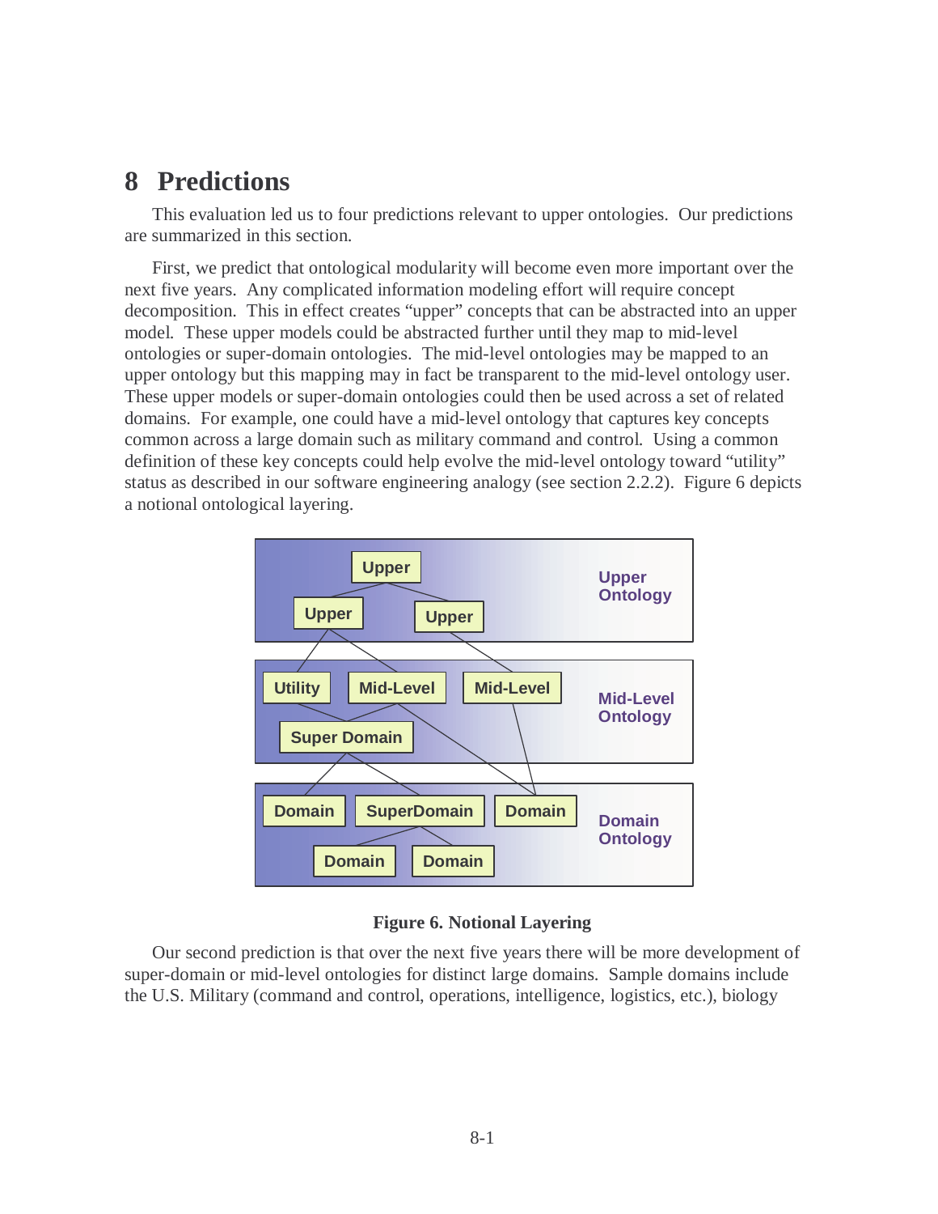# 8 Predictions

This evaluation led us to four predictions relevant to upper ontologies. Our predictions are summarized in this section.

First, we predict that ontological modularity will become even more important over the next five years. Any complicated information modeling effort will require concept decomposition. This in effect creates "upper" concepts that can be abstracted into an upper model. These upper models could be abstracted further until they map to mid-level ontologies or super-domain ontologies. The mid-level ontologies may be mapped to an upper ontology but this mapping may in fact be transparent to the mid-level ontology user. These upper models or super-domain ontologies could then be used across a set of related domains. For example, one could have a mid-level ontology that captures key concepts common across a large domain such as military command and control. Using a common definition of these key concepts could help evolve the mid-level ontology toward "utility" status as described in our software engineering analogy (see section 2.2.2). Figure 6 depicts a notional ontological layering.

**Figure 6. Notional Layering**

Our second prediction is that over the next five years there will be more development of super-domain or mid-level ontologies for distinct large domains. Sample domains include the U.S. Military (command and control, operations, intelligence, logistics, etc.), biology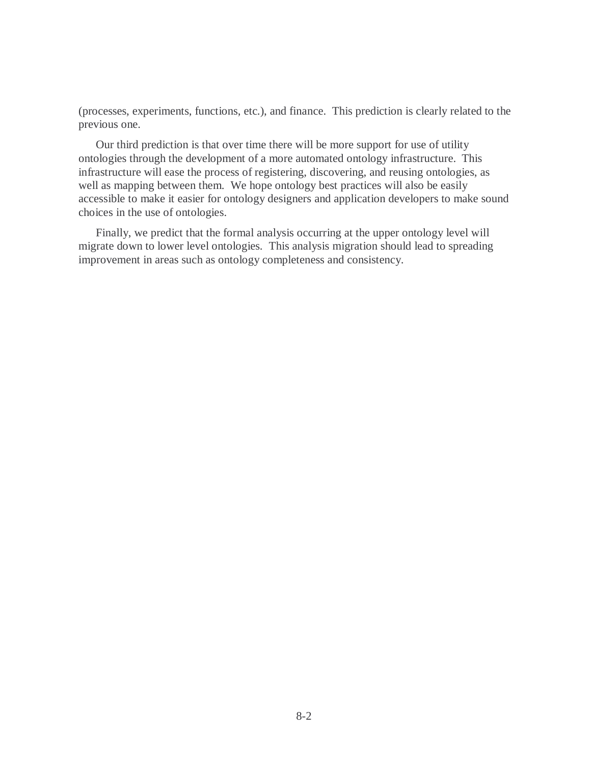(processes, experiments, functions, etc.), and finance.  This prediction is clearly related to the previous one.

Our third prediction is that over time there will be more support for use of utility ontologies through the development of a more automated ontology infrastructure.  This infrastructure will ease the process of registering, discovering, and reusing ontologies, as well as mapping between them.  We hope ontology best practices will also be easily accessible to make it easier for ontology designers and application developers to make sound choices in the use of ontologies.

Finally, we predict that the formal analysis occurring at the upper ontology level will migrate down to lower level ontologies.  This analysis migration should lead to spreading improvement in areas such as ontology completeness and consistency.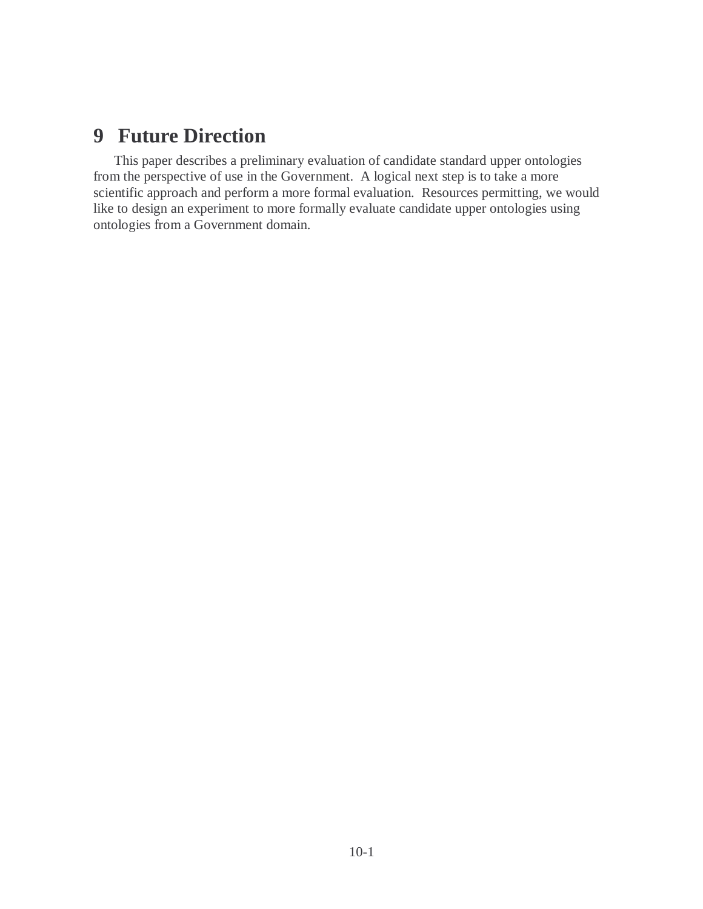# 9 Future Direction

This paper describes a preliminary evaluation of candidate standard upper ontologies from the perspective of use in the Government. A logical next step is to take a more scientific approach and perform a more formal evaluation. Resources permitting, we would like to design an experiment to more formally evaluate candidate upper ontologies using ontologies from a Government domain.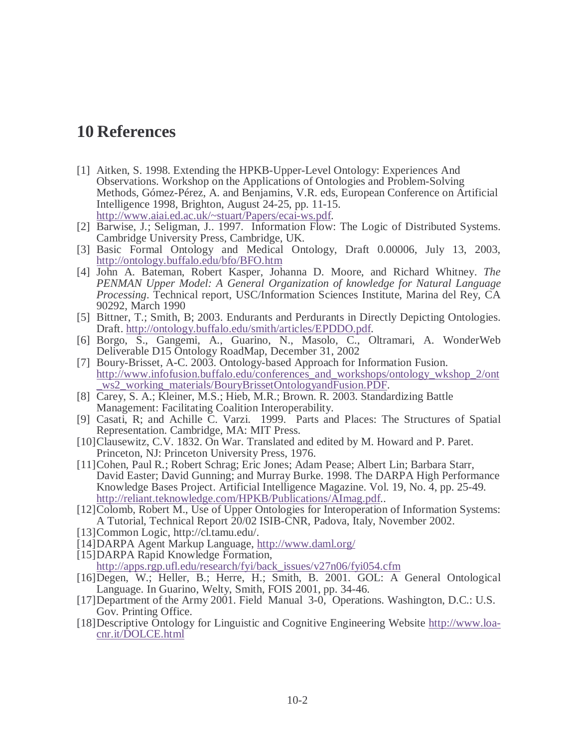# 10 References

[1] Aitken, S. 1998. Extending the HPKB-Upper-Level Ontology: Experiences And Observations. Workshop on the Applications of Ontologies and Problem-Solving Methods, Gómez-Pérez, A. and Benjamins, V.R. eds, European Conference on Artificial Intelligence 1998, Brighton, August 24-25, pp. 11-15. http://www.aiai.ed.ac.uk/~stuart/Papers/ecai-ws.pdf.

[2] Barwise, J.; Seligman, J.. 1997. Information Flow: The Logic of Distributed Systems. Cambridge University Press, Cambridge, UK.

[3] Basic Formal Ontology and Medical Ontology, Draft 0.00006, July 13, 2003, http://ontology.buffalo.edu/bfo/BFO.htm

[4] John A. Bateman, Robert Kasper, Johanna D. Moore, and Richard Whitney. *The PENMAN Upper Model: A General Organization of knowledge for Natural Language Processing*. Technical report, USC/Information Sciences Institute, Marina del Rey, CA 90292, March 1990

[5] Bittner, T.; Smith, B; 2003. Endurants and Perdurants in Directly Depicting Ontologies. Draft. http://ontology.buffalo.edu/smith/articles/EPDDO.pdf.

[6] Borgo, S., Gangemi, A., Guarino, N., Masolo, C., Oltramari, A. WonderWeb Deliverable D15 Ontology RoadMap, December 31, 2002

[7] Boury-Brisset, A-C. 2003. Ontology-based Approach for Information Fusion. http://www.infofusion.buffalo.edu/conferences_and_workshops/ontology_wkshop_2/ont_ws2_working_materials/BouryBrissetOntologyandFusion.PDF.

[8] Carey, S. A.; Kleiner, M.S.; Hieb, M.R.; Brown. R. 2003. Standardizing Battle Management: Facilitating Coalition Interoperability.

[9] Casati, R; and Achille C. Varzi. 1999. Parts and Places: The Structures of Spatial Representation. Cambridge, MA: MIT Press.

[10] Clausewitz, C.V. 1832. On War. Translated and edited by M. Howard and P. Paret. Princeton, NJ: Princeton University Press, 1976.

[11] Cohen, Paul R.; Robert Schrag; Eric Jones; Adam Pease; Albert Lin; Barbara Starr, David Easter; David Gunning; and Murray Burke. 1998. The DARPA High Performance Knowledge Bases Project. Artificial Intelligence Magazine. Vol. 19, No. 4, pp. 25-49. http://reliant.teknowledge.com/HPKB/Publications/AImag.pdf..

[12] Colomb, Robert M., Use of Upper Ontologies for Interoperation of Information Systems: A Tutorial, Technical Report 20/02 ISIB-CNR, Padova, Italy, November 2002.

[13] Common Logic, http://cl.tamu.edu/.

[14] DARPA Agent Markup Language, http://www.daml.org/

[15] DARPA Rapid Knowledge Formation, http://apps.rgp.ufl.edu/research/fyi/back_issues/v27n06/fyi054.cfm

[16] Degen, W.; Heller, B.; Herre, H.; Smith, B. 2001. GOL: A General Ontological Language. In Guarino, Welty, Smith, FOIS 2001, pp. 34-46.

[17] Department of the Army 2001. Field Manual 3-0, Operations. Washington, D.C.: U.S. Gov. Printing Office.

[18] Descriptive Ontology for Linguistic and Cognitive Engineering Website http://www.loa-cnr.it/DOLCE.html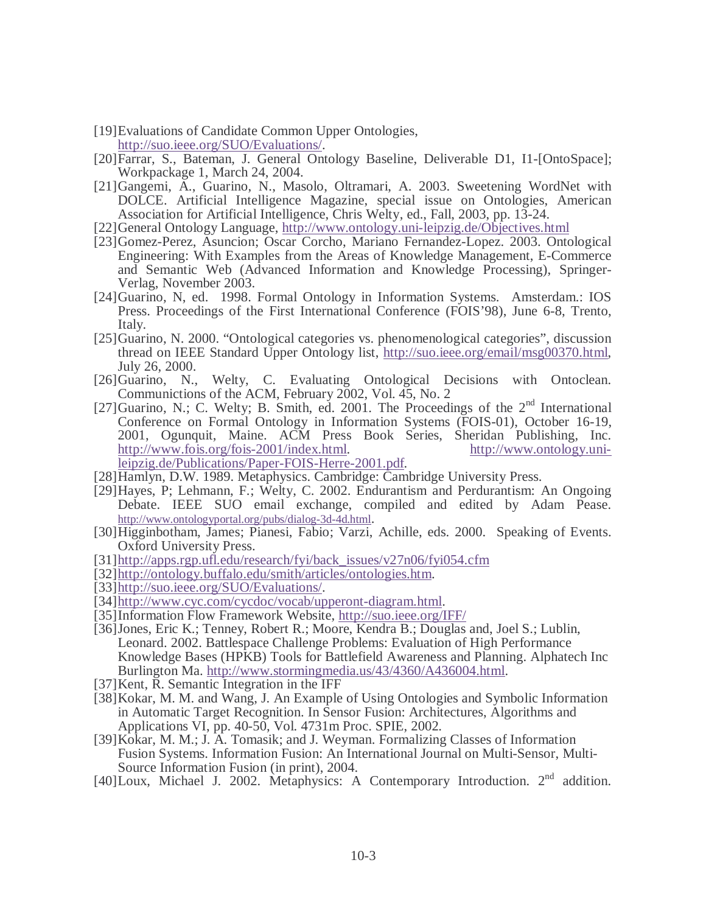[19] Evaluations of Candidate Common Upper Ontologies, http://suo.ieee.org/SUO/Evaluations/.

[20] Farrar, S., Bateman, J. General Ontology Baseline, Deliverable D1, I1-[OntoSpace]; Workpackage 1, March 24, 2004.

[21] Gangemi, A., Guarino, N., Masolo, Oltramari, A. 2003. Sweetening WordNet with DOLCE. Artificial Intelligence Magazine, special issue on Ontologies, American Association for Artificial Intelligence, Chris Welty, ed., Fall, 2003, pp. 13-24.

[22] General Ontology Language, http://www.ontology.uni-leipzig.de/Objectives.html

[23] Gomez-Perez, Asuncion; Oscar Corcho, Mariano Fernandez-Lopez. 2003. Ontological Engineering: With Examples from the Areas of Knowledge Management, E-Commerce and Semantic Web (Advanced Information and Knowledge Processing), Springer-Verlag, November 2003.

[24] Guarino, N, ed. 1998. Formal Ontology in Information Systems. Amsterdam.: IOS Press. Proceedings of the First International Conference (FOIS'98), June 6-8, Trento, Italy.

[25] Guarino, N. 2000. "Ontological categories vs. phenomenological categories", discussion thread on IEEE Standard Upper Ontology list, http://suo.ieee.org/email/msg00370.html, July 26, 2000.

[26] Guarino, N., Welty, C. Evaluating Ontological Decisions with Ontoclean. Communictions of the ACM, February 2002, Vol. 45, No. 2

[27] Guarino, N.; C. Welty; B. Smith, ed. 2001. The Proceedings of the 2nd International Conference on Formal Ontology in Information Systems (FOIS-01), October 16-19, 2001, Ogunquit, Maine. ACM Press Book Series, Sheridan Publishing, Inc. http://www.fois.org/fois-2001/index.html. http://www.ontology.uni-leipzig.de/Publications/Paper-FOIS-Herre-2001.pdf.

[28] Hamlyn, D.W. 1989. Metaphysics. Cambridge: Cambridge University Press.

[29] Hayes, P; Lehmann, F.; Welty, C. 2002. Endurantism and Perdurantism: An Ongoing Debate. IEEE SUO email exchange, compiled and edited by Adam Pease. http://www.ontologyportal.org/pubs/dialog-3d-4d.html.

[30] Higginbotham, James; Pianesi, Fabio; Varzi, Achille, eds. 2000. Speaking of Events. Oxford University Press.

[31] http://apps.rgp.ufl.edu/research/fyi/back_issues/v27n06/fyi054.cfm

[32] http://ontology.buffalo.edu/smith/articles/ontologies.htm.

[33] http://suo.ieee.org/SUO/Evaluations/.

[34] http://www.cyc.com/cycdoc/vocab/upperont-diagram.html.

[35] Information Flow Framework Website, http://suo.ieee.org/IFF/

[36] Jones, Eric K.; Tenney, Robert R.; Moore, Kendra B.; Douglas and, Joel S.; Lublin, Leonard. 2002. Battlespace Challenge Problems: Evaluation of High Performance Knowledge Bases (HPKB) Tools for Battlefield Awareness and Planning. Alphatech Inc Burlington Ma. http://www.stormingmedia.us/43/4360/A436004.html.

[37] Kent, R. Semantic Integration in the IFF

[38] Kokar, M. M. and Wang, J. An Example of Using Ontologies and Symbolic Information in Automatic Target Recognition. In Sensor Fusion: Architectures, Algorithms and Applications VI, pp. 40-50, Vol. 4731m Proc. SPIE, 2002.

[39] Kokar, M. M.; J. A. Tomasik; and J. Weyman. Formalizing Classes of Information Fusion Systems. Information Fusion: An International Journal on Multi-Sensor, Multi-Source Information Fusion (in print), 2004.

[40] Loux, Michael J. 2002. Metaphysics: A Contemporary Introduction. 2nd addition.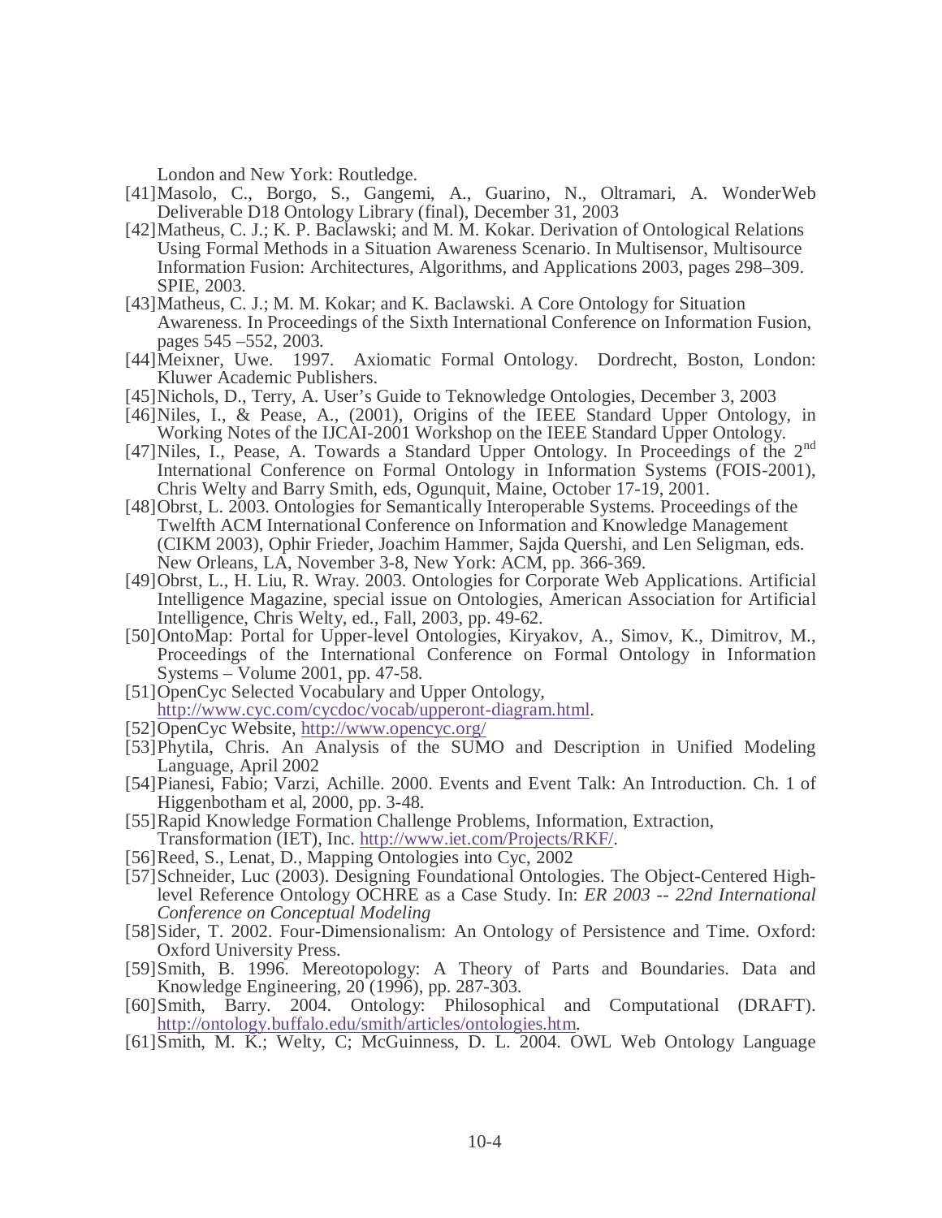London and New York: Routledge.

[41]Masolo, C., Borgo, S., Gangemi, A., Guarino, N., Oltramari, A. WonderWeb Deliverable D18 Ontology Library (final), December 31, 2003

[42]Matheus, C. J.; K. P. Baclawski; and M. M. Kokar. Derivation of Ontological Relations Using Formal Methods in a Situation Awareness Scenario. In Multisensor, Multisource Information Fusion: Architectures, Algorithms, and Applications 2003, pages 298–309. SPIE, 2003.

[43]Matheus, C. J.; M. M. Kokar; and K. Baclawski. A Core Ontology for Situation Awareness. In Proceedings of the Sixth International Conference on Information Fusion, pages 545 –552, 2003.

[44]Meixner, Uwe. 1997. Axiomatic Formal Ontology. Dordrecht, Boston, London: Kluwer Academic Publishers.

[45]Nichols, D., Terry, A. User's Guide to Teknowledge Ontologies, December 3, 2003

[46]Niles, I., & Pease, A., (2001), Origins of the IEEE Standard Upper Ontology, in Working Notes of the IJCAI-2001 Workshop on the IEEE Standard Upper Ontology.

[47]Niles, I., Pease, A. Towards a Standard Upper Ontology. In Proceedings of the 2nd International Conference on Formal Ontology in Information Systems (FOIS-2001), Chris Welty and Barry Smith, eds, Ogunquit, Maine, October 17-19, 2001.

[48]Obrst, L. 2003. Ontologies for Semantically Interoperable Systems. Proceedings of the Twelfth ACM International Conference on Information and Knowledge Management (CIKM 2003), Ophir Frieder, Joachim Hammer, Sajda Quershi, and Len Seligman, eds. New Orleans, LA, November 3-8, New York: ACM, pp. 366-369.

[49]Obrst, L., H. Liu, R. Wray. 2003. Ontologies for Corporate Web Applications. Artificial Intelligence Magazine, special issue on Ontologies, American Association for Artificial Intelligence, Chris Welty, ed., Fall, 2003, pp. 49-62.

[50]OntoMap: Portal for Upper-level Ontologies, Kiryakov, A., Simov, K., Dimitrov, M., Proceedings of the International Conference on Formal Ontology in Information Systems – Volume 2001, pp. 47-58.

[51]OpenCyc Selected Vocabulary and Upper Ontology, http://www.cyc.com/cycdoc/vocab/upperont-diagram.html.

[52]OpenCyc Website, http://www.opencyc.org/

[53]Phytila, Chris. An Analysis of the SUMO and Description in Unified Modeling Language, April 2002

[54]Pianesi, Fabio; Varzi, Achille. 2000. Events and Event Talk: An Introduction. Ch. 1 of Higgenbotham et al, 2000, pp. 3-48.

[55]Rapid Knowledge Formation Challenge Problems, Information, Extraction, Transformation (IET), Inc. http://www.iet.com/Projects/RKF/.

[56]Reed, S., Lenat, D., Mapping Ontologies into Cyc, 2002

[57]Schneider, Luc (2003). Designing Foundational Ontologies. The Object-Centered High-level Reference Ontology OCHRE as a Case Study. In: *ER 2003 -- 22nd International Conference on Conceptual Modeling*

[58]Sider, T. 2002. Four-Dimensionalism: An Ontology of Persistence and Time. Oxford: Oxford University Press.

[59]Smith, B. 1996. Mereotopology: A Theory of Parts and Boundaries. Data and Knowledge Engineering, 20 (1996), pp. 287-303.

[60]Smith, Barry. 2004. Ontology: Philosophical and Computational (DRAFT). http://ontology.buffalo.edu/smith/articles/ontologies.htm.

[61]Smith, M. K.; Welty, C; McGuinness, D. L. 2004. OWL Web Ontology Language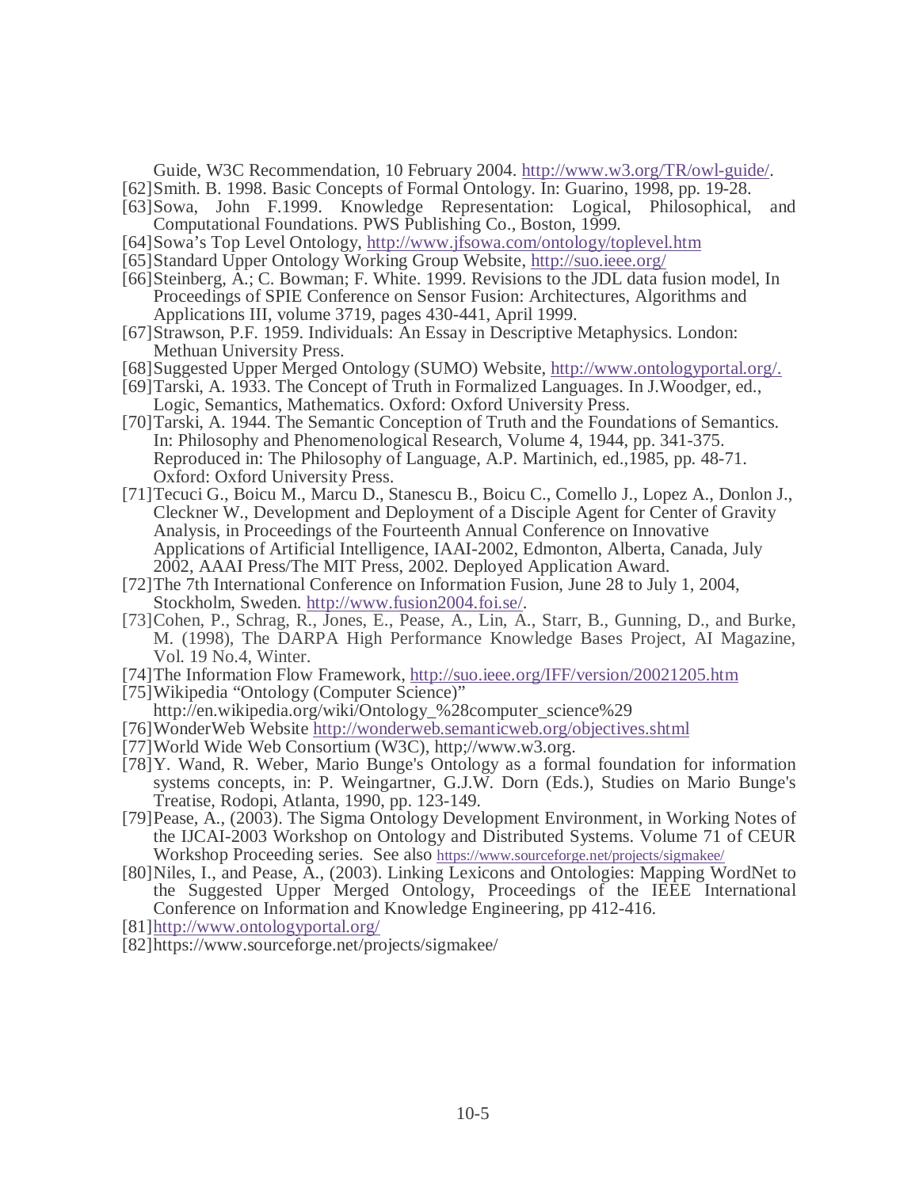Guide, W3C Recommendation, 10 February 2004. http://www.w3.org/TR/owl-guide/.

[62] Smith. B. 1998. Basic Concepts of Formal Ontology. In: Guarino, 1998, pp. 19-28.

[63] Sowa, John F.1999. Knowledge Representation: Logical, Philosophical, and Computational Foundations. PWS Publishing Co., Boston, 1999.

[64] Sowa's Top Level Ontology, http://www.jfsowa.com/ontology/toplevel.htm

[65] Standard Upper Ontology Working Group Website, http://suo.ieee.org/

[66] Steinberg, A.; C. Bowman; F. White. 1999. Revisions to the JDL data fusion model, In Proceedings of SPIE Conference on Sensor Fusion: Architectures, Algorithms and Applications III, volume 3719, pages 430-441, April 1999.

[67] Strawson, P.F. 1959. Individuals: An Essay in Descriptive Metaphysics. London: Methuan University Press.

[68] Suggested Upper Merged Ontology (SUMO) Website, http://www.ontologyportal.org/.

[69] Tarski, A. 1933. The Concept of Truth in Formalized Languages. In J.Woodger, ed., Logic, Semantics, Mathematics. Oxford: Oxford University Press.

[70] Tarski, A. 1944. The Semantic Conception of Truth and the Foundations of Semantics. In: Philosophy and Phenomenological Research, Volume 4, 1944, pp. 341-375. Reproduced in: The Philosophy of Language, A.P. Martinich, ed.,1985, pp. 48-71. Oxford: Oxford University Press.

[71] Tecuci G., Boicu M., Marcu D., Stanescu B., Boicu C., Comello J., Lopez A., Donlon J., Cleckner W., Development and Deployment of a Disciple Agent for Center of Gravity Analysis, in Proceedings of the Fourteenth Annual Conference on Innovative Applications of Artificial Intelligence, IAAI-2002, Edmonton, Alberta, Canada, July 2002, AAAI Press/The MIT Press, 2002. Deployed Application Award.

[72] The 7th International Conference on Information Fusion, June 28 to July 1, 2004, Stockholm, Sweden. http://www.fusion2004.foi.se/.

[73] Cohen, P., Schrag, R., Jones, E., Pease, A., Lin, A., Starr, B., Gunning, D., and Burke, M. (1998), The DARPA High Performance Knowledge Bases Project, AI Magazine, Vol. 19 No.4, Winter.

[74] The Information Flow Framework, http://suo.ieee.org/IFF/version/20021205.htm

[75] Wikipedia "Ontology (Computer Science)" http://en.wikipedia.org/wiki/Ontology_%28computer_science%29

[76] WonderWeb Website http://wonderweb.semanticweb.org/objectives.shtml

[77] World Wide Web Consortium (W3C), http;//www.w3.org.

[78] Y. Wand, R. Weber, Mario Bunge's Ontology as a formal foundation for information systems concepts, in: P. Weingartner, G.J.W. Dorn (Eds.), Studies on Mario Bunge's Treatise, Rodopi, Atlanta, 1990, pp. 123-149.

[79] Pease, A., (2003). The Sigma Ontology Development Environment, in Working Notes of the IJCAI-2003 Workshop on Ontology and Distributed Systems. Volume 71 of CEUR Workshop Proceeding series. See also https://www.sourceforge.net/projects/sigmakee/

[80] Niles, I., and Pease, A., (2003). Linking Lexicons and Ontologies: Mapping WordNet to the Suggested Upper Merged Ontology, Proceedings of the IEEE International Conference on Information and Knowledge Engineering, pp 412-416.

[81] http://www.ontologyportal.org/

[82] https://www.sourceforge.net/projects/sigmakee/